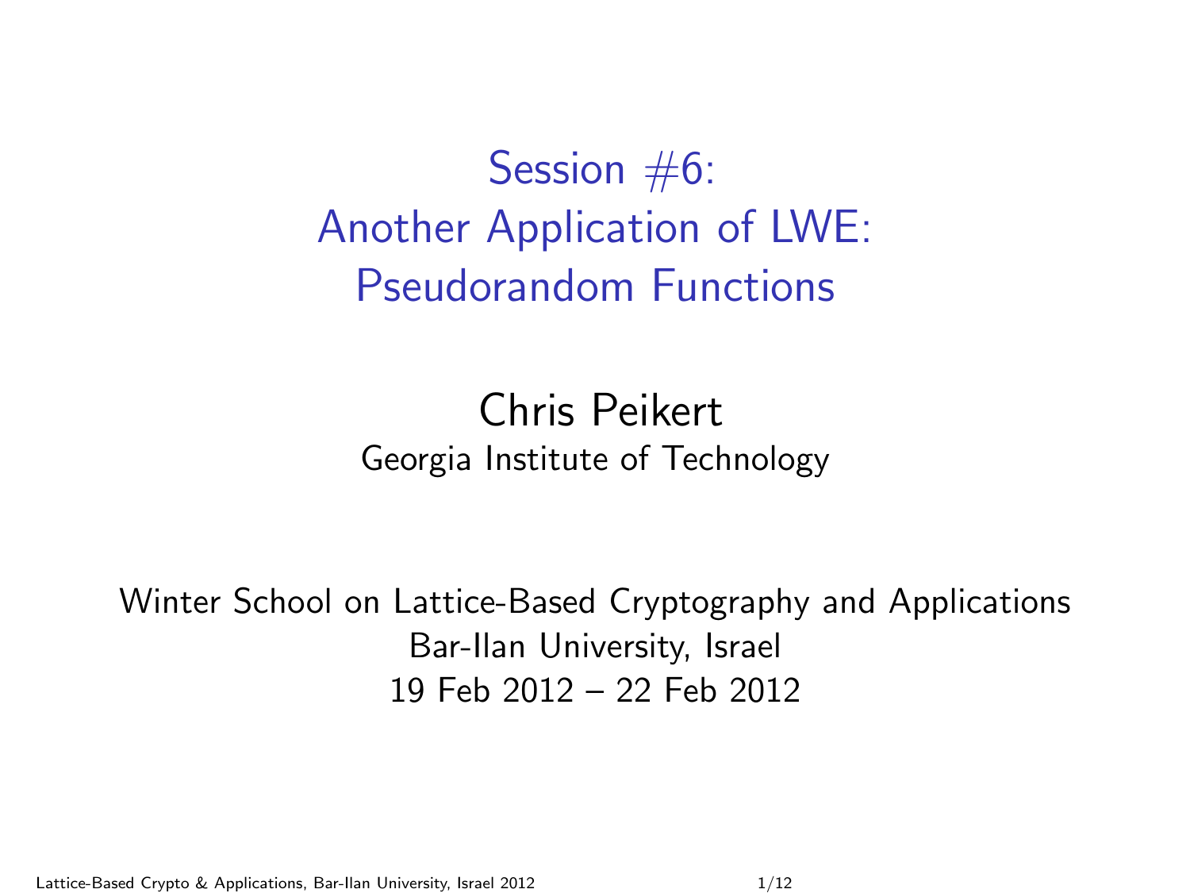# Session #6: Another Application of LWE: Pseudorandom Functions

Chris Peikert
Georgia Institute of Technology

Winter School on Lattice-Based Cryptography and Applications
Bar-Ilan University, Israel
19 Feb 2012 – 22 Feb 2012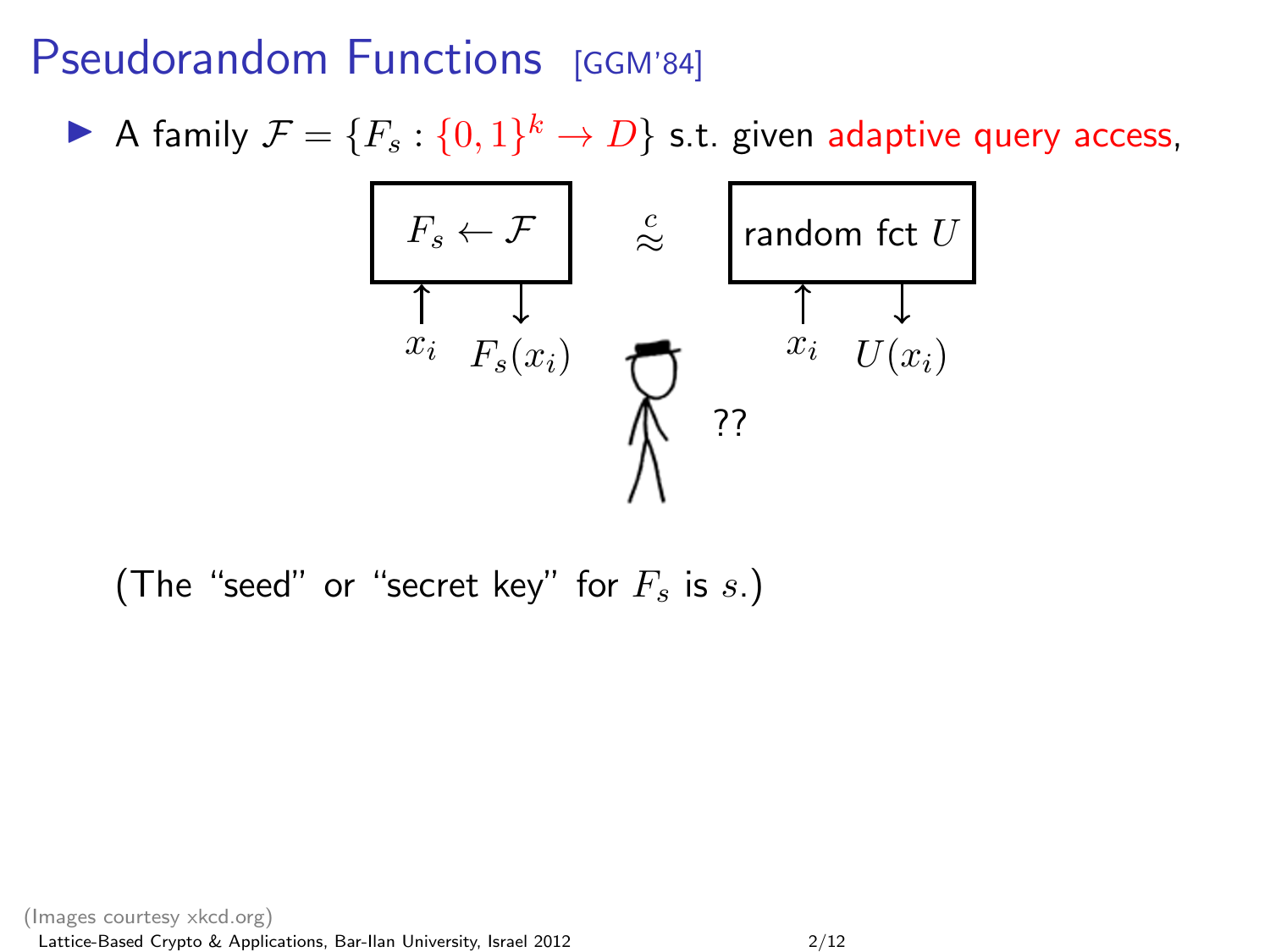# Pseudorandom Functions [GGM'84]

- A family $\mathcal{F} = \{F_s : \{0,1\}^k \to D\}$ s.t. given adaptive query access,

$$\boxed{F_s \leftarrow \mathcal{F}} \quad \stackrel{c}{\approx} \quad \boxed{\text{random fct } U}$$

$x_i$ $\uparrow$ $\downarrow$ $F_s(x_i)$ $\qquad$ ?? $\qquad$ $x_i$ $\uparrow$ $\downarrow$ $U(x_i)$

(The "seed" or "secret key" for $F_s$ is $s$.)

(Images courtesy xkcd.org)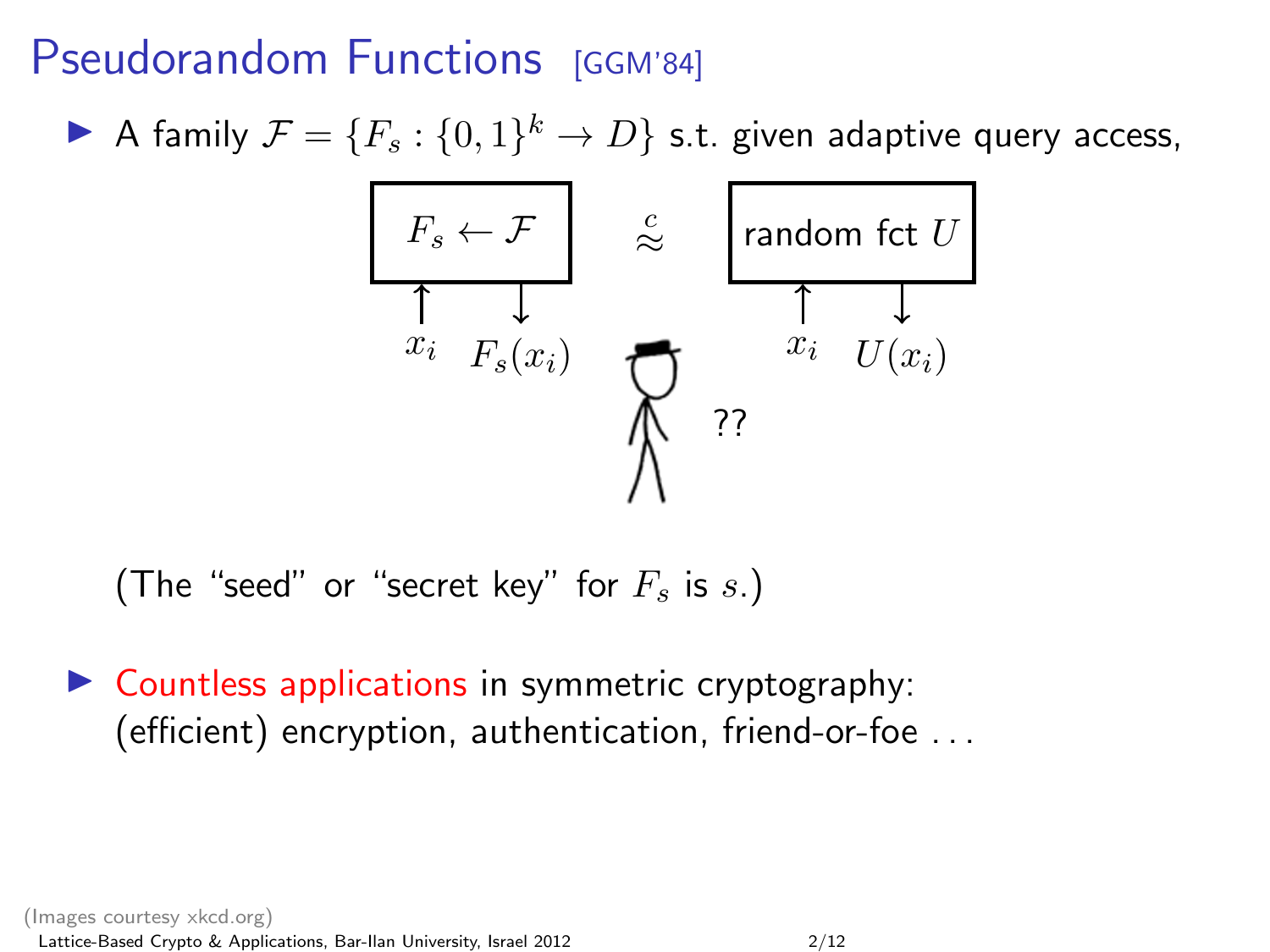# Pseudorandom Functions [GGM'84]

- A family $\mathcal{F} = \{F_s : \{0,1\}^k \to D\}$ s.t. given adaptive query access,

$$F_s \leftarrow \mathcal{F} \quad \stackrel{c}{\approx} \quad \text{random fct } U$$

$x_i \quad F_s(x_i) \qquad\qquad x_i \quad U(x_i)$

??

(The "seed" or "secret key" for $F_s$ is $s$.)

- Countless applications in symmetric cryptography: (efficient) encryption, authentication, friend-or-foe ...

(Images courtesy xkcd.org)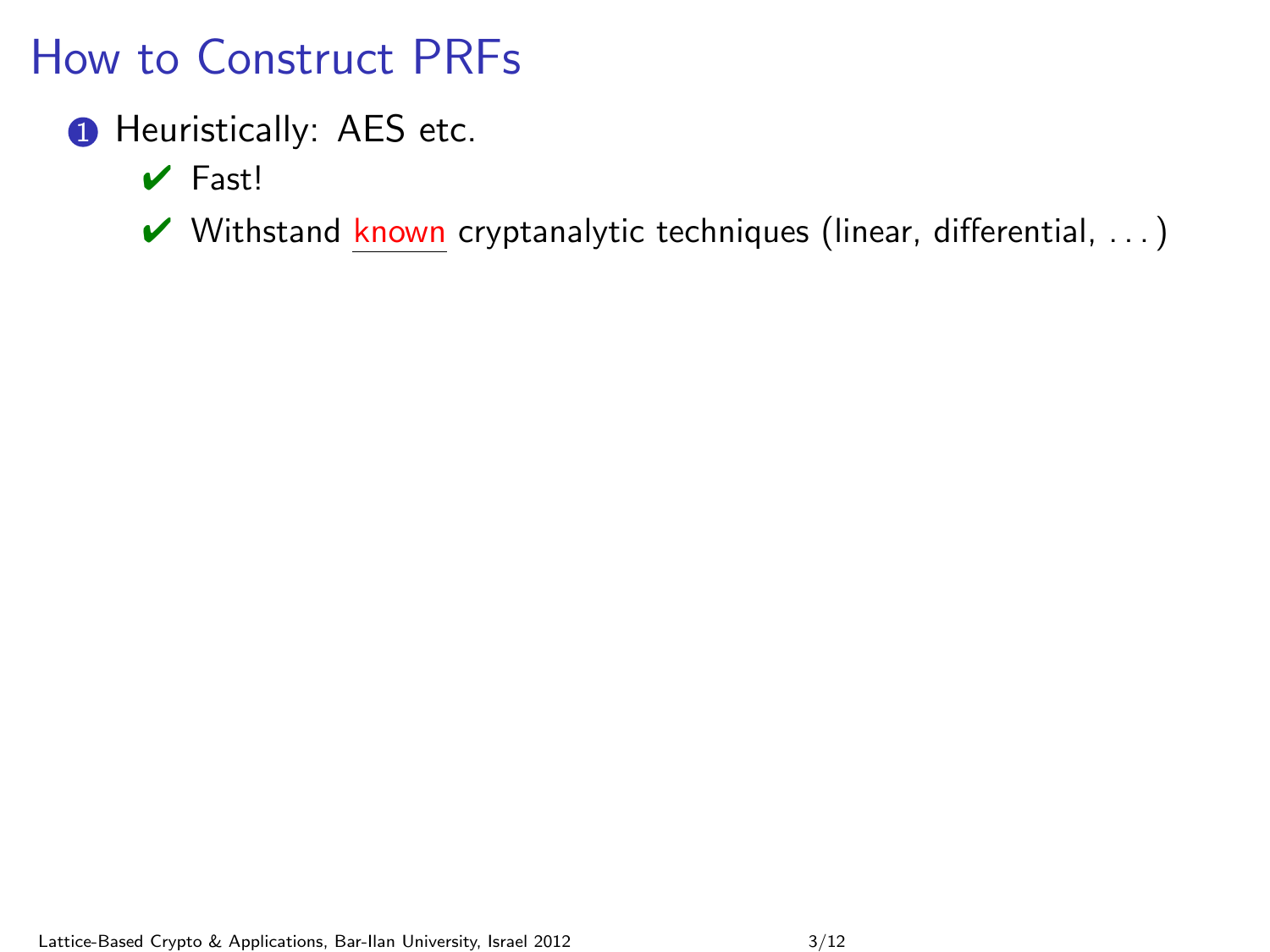# How to Construct PRFs

1. Heuristically: AES etc.
   - ✔ Fast!
   - ✔ Withstand known cryptanalytic techniques (linear, differential, ...)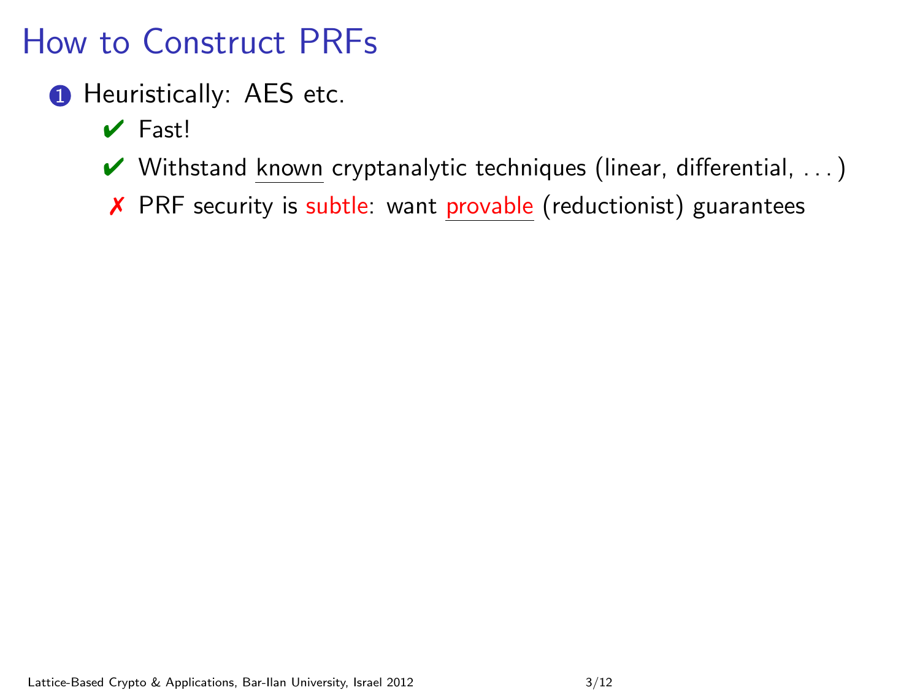# How to Construct PRFs

1. Heuristically: AES etc.
   - ✔ Fast!
   - ✔ Withstand known cryptanalytic techniques (linear, differential, . . . )
   - ✗ PRF security is subtle: want provable (reductionist) guarantees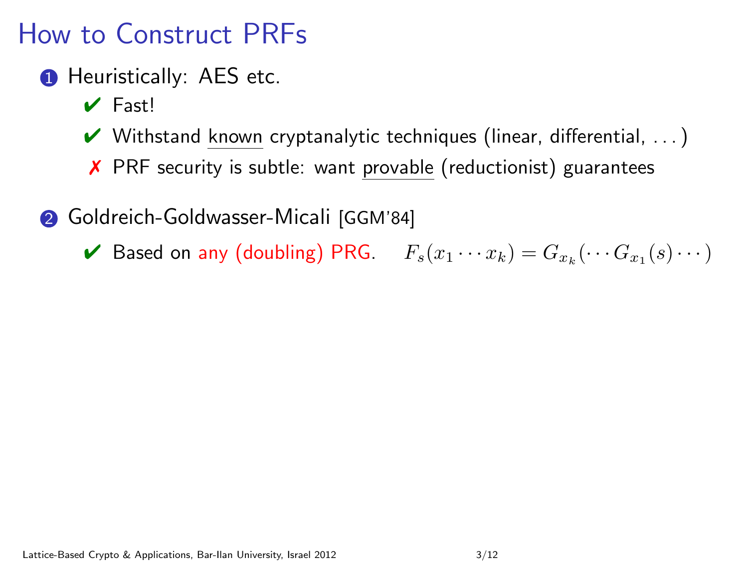# How to Construct PRFs

1. Heuristically: AES etc.
   - ✔ Fast!
   - ✔ Withstand known cryptanalytic techniques (linear, differential, . . . )
   - ✗ PRF security is subtle: want provable (reductionist) guarantees

2. Goldreich-Goldwasser-Micali [GGM'84]
   - ✔ Based on any (doubling) PRG. $F_s(x_1 \cdots x_k) = G_{x_k}(\cdots G_{x_1}(s) \cdots)$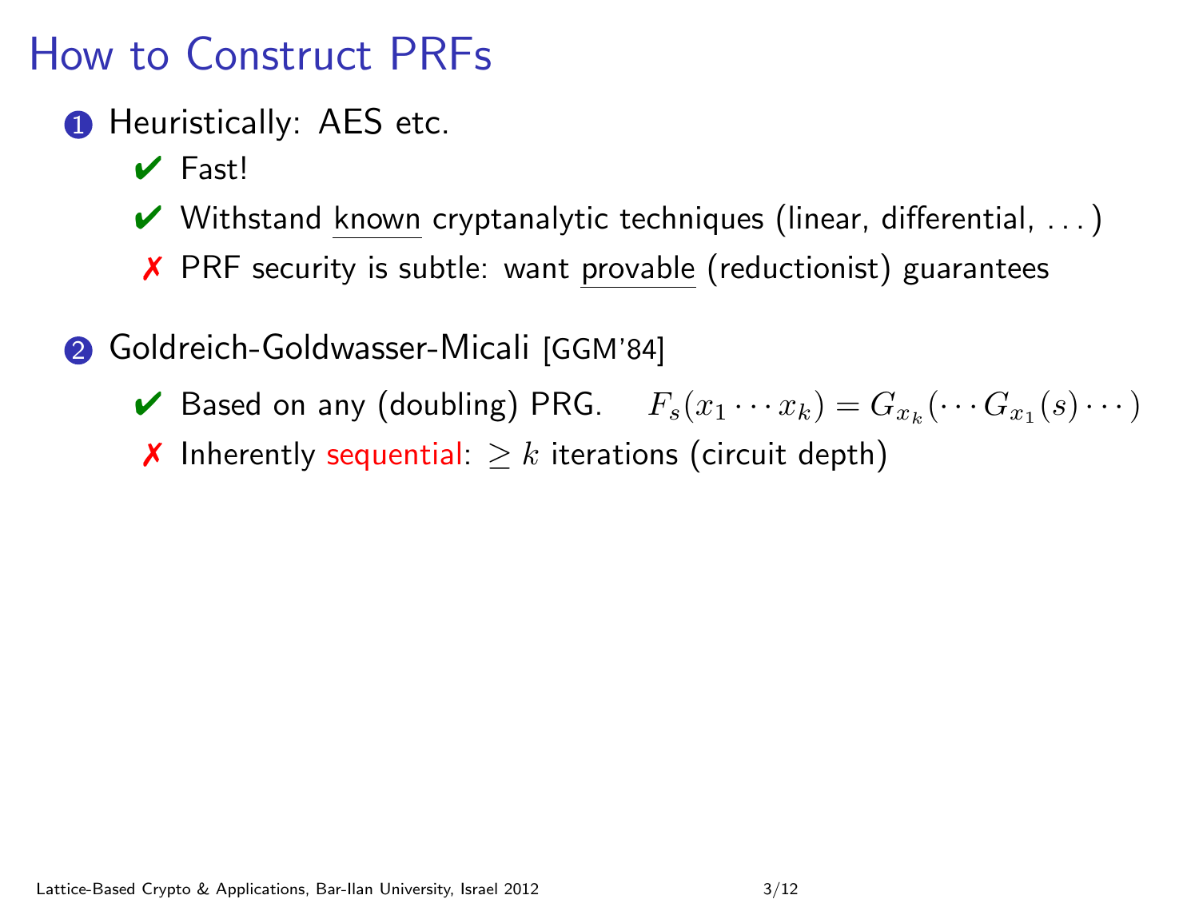# How to Construct PRFs

1. Heuristically: AES etc.
   - ✔ Fast!
   - ✔ Withstand known cryptanalytic techniques (linear, differential, . . . )
   - ✗ PRF security is subtle: want provable (reductionist) guarantees

2. Goldreich-Goldwasser-Micali [GGM'84]
   - ✔ Based on any (doubling) PRG. $F_s(x_1 \cdots x_k) = G_{x_k}(\cdots G_{x_1}(s) \cdots)$
   - ✗ Inherently sequential: $\geq k$ iterations (circuit depth)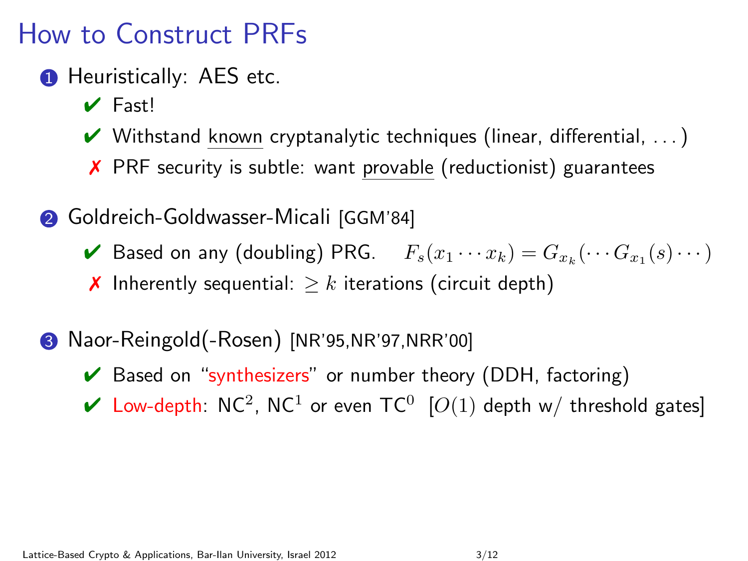# How to Construct PRFs

1. Heuristically: AES etc.
   - ✔ Fast!
   - ✔ Withstand known cryptanalytic techniques (linear, differential, ...)
   - ✗ PRF security is subtle: want provable (reductionist) guarantees

2. Goldreich-Goldwasser-Micali [GGM'84]
   - ✔ Based on any (doubling) PRG. $F_s(x_1 \cdots x_k) = G_{x_k}(\cdots G_{x_1}(s) \cdots)$
   - ✗ Inherently sequential: $\geq k$ iterations (circuit depth)

3. Naor-Reingold(-Rosen) [NR'95,NR'97,NRR'00]
   - ✔ Based on "synthesizers" or number theory (DDH, factoring)
   - ✔ Low-depth: $\mathsf{NC}^2$, $\mathsf{NC}^1$ or even $\mathsf{TC}^0$ [$O(1)$ depth w/ threshold gates]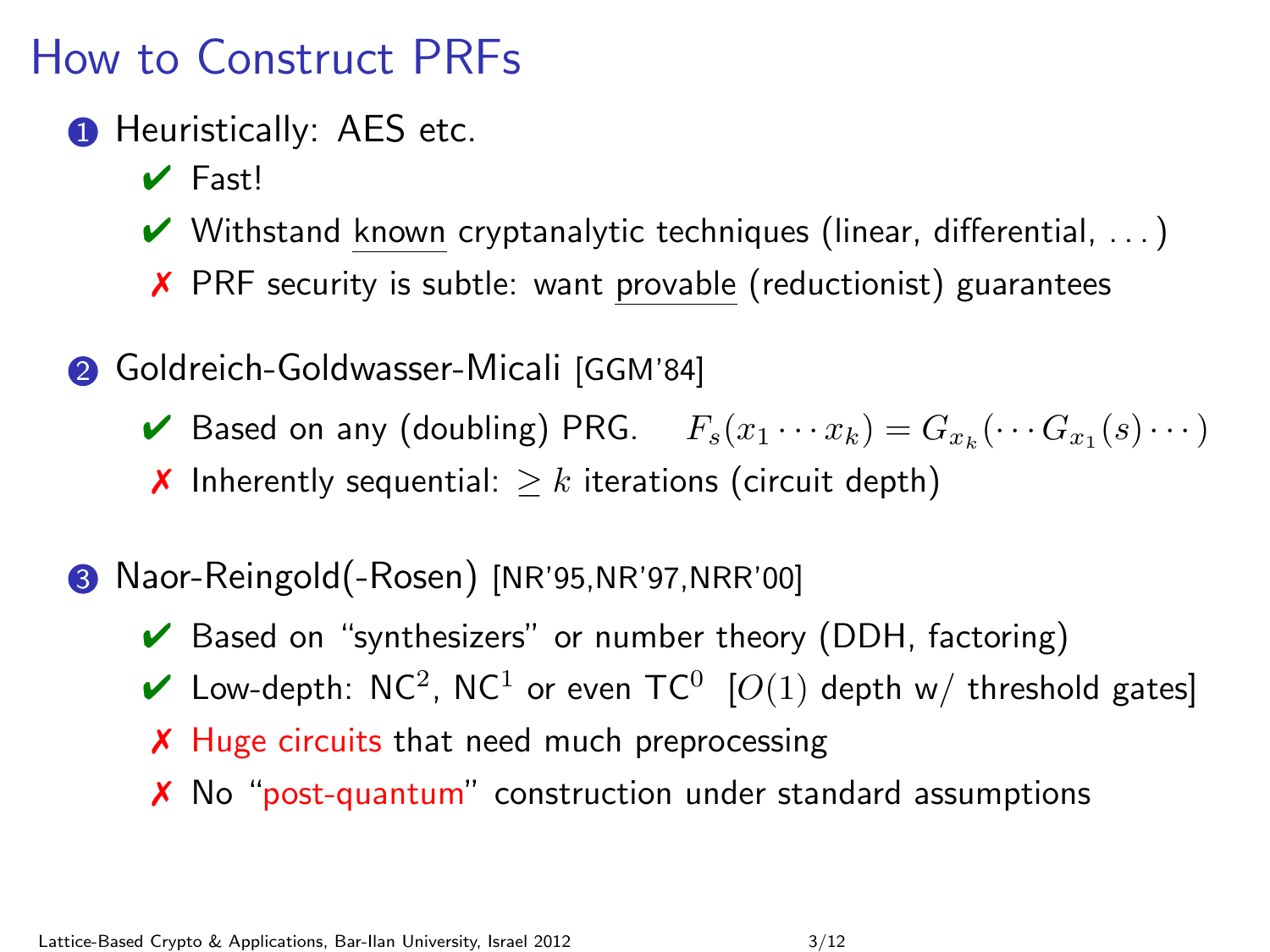# How to Construct PRFs

1. Heuristically: AES etc.
   - ✔ Fast!
   - ✔ Withstand known cryptanalytic techniques (linear, differential, ...)
   - ✗ PRF security is subtle: want provable (reductionist) guarantees

2. Goldreich-Goldwasser-Micali [GGM'84]
   - ✔ Based on any (doubling) PRG. $F_s(x_1 \cdots x_k) = G_{x_k}(\cdots G_{x_1}(s) \cdots)$
   - ✗ Inherently sequential: $\geq k$ iterations (circuit depth)

3. Naor-Reingold(-Rosen) [NR'95,NR'97,NRR'00]
   - ✔ Based on "synthesizers" or number theory (DDH, factoring)
   - ✔ Low-depth: $\mathsf{NC}^2$, $\mathsf{NC}^1$ or even $\mathsf{TC}^0$ [$O(1)$ depth w/ threshold gates]
   - ✗ Huge circuits that need much preprocessing
   - ✗ No "post-quantum" construction under standard assumptions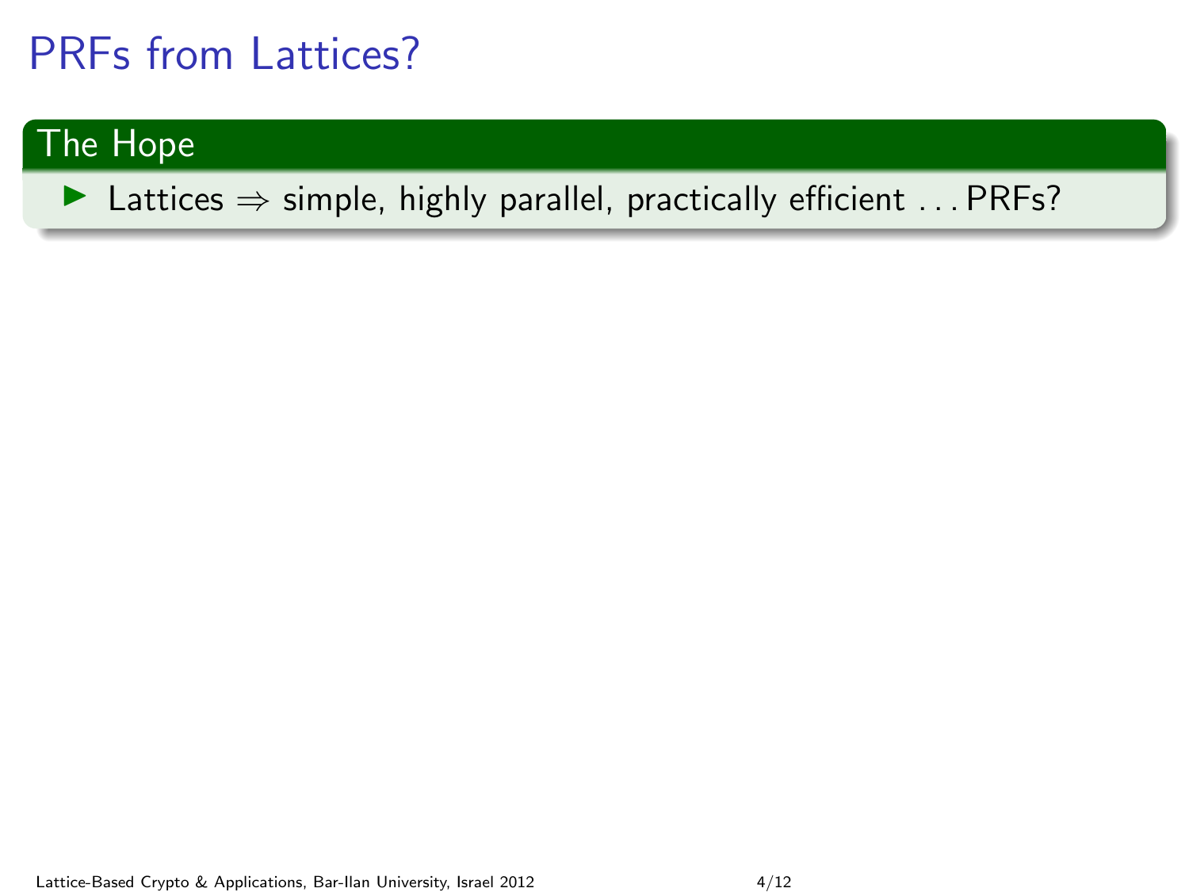# PRFs from Lattices?

## The Hope

- Lattices $\Rightarrow$ simple, highly parallel, practically efficient . . . PRFs?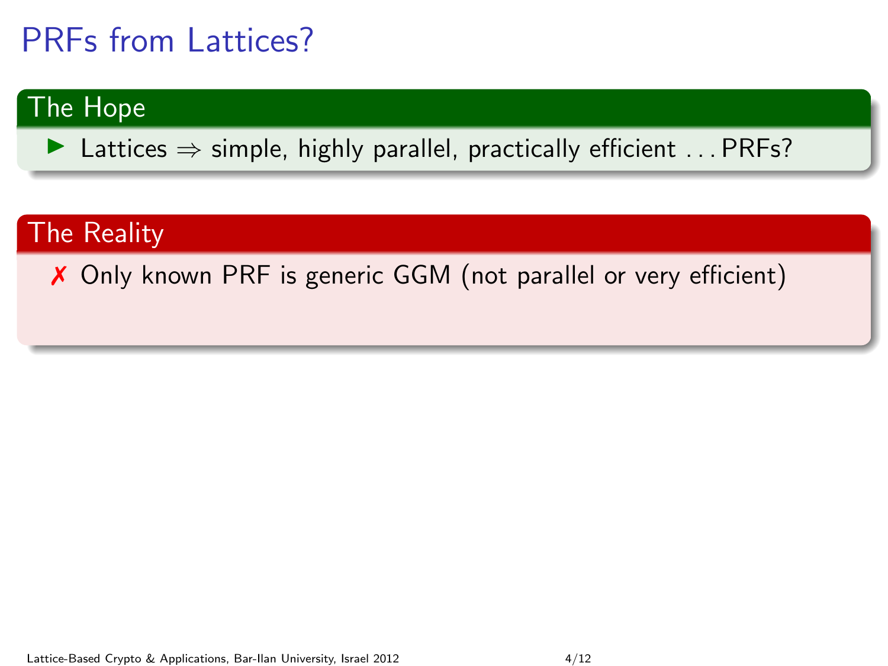# PRFs from Lattices?

## The Hope

- Lattices $\Rightarrow$ simple, highly parallel, practically efficient ... PRFs?

## The Reality

✗ Only known PRF is generic GGM (not parallel or very efficient)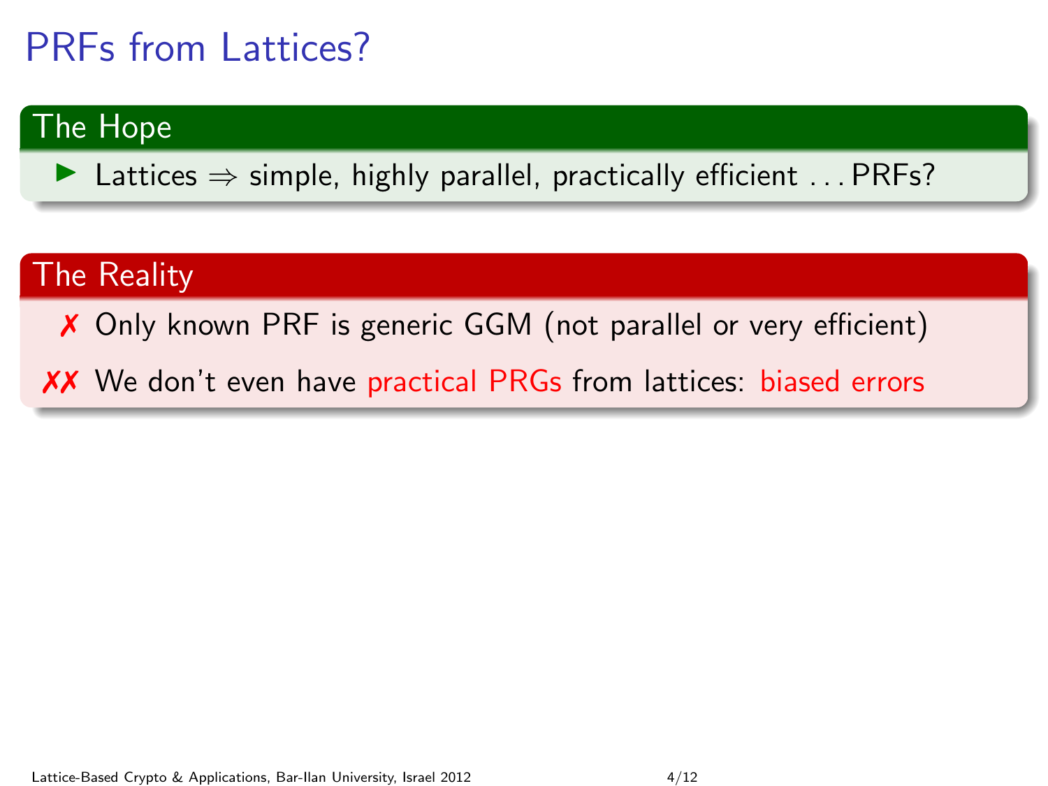# PRFs from Lattices?

## The Hope

- Lattices $\Rightarrow$ simple, highly parallel, practically efficient . . . PRFs?

## The Reality

✗ Only known PRF is generic GGM (not parallel or very efficient)

✗✗ We don't even have practical PRGs from lattices: biased errors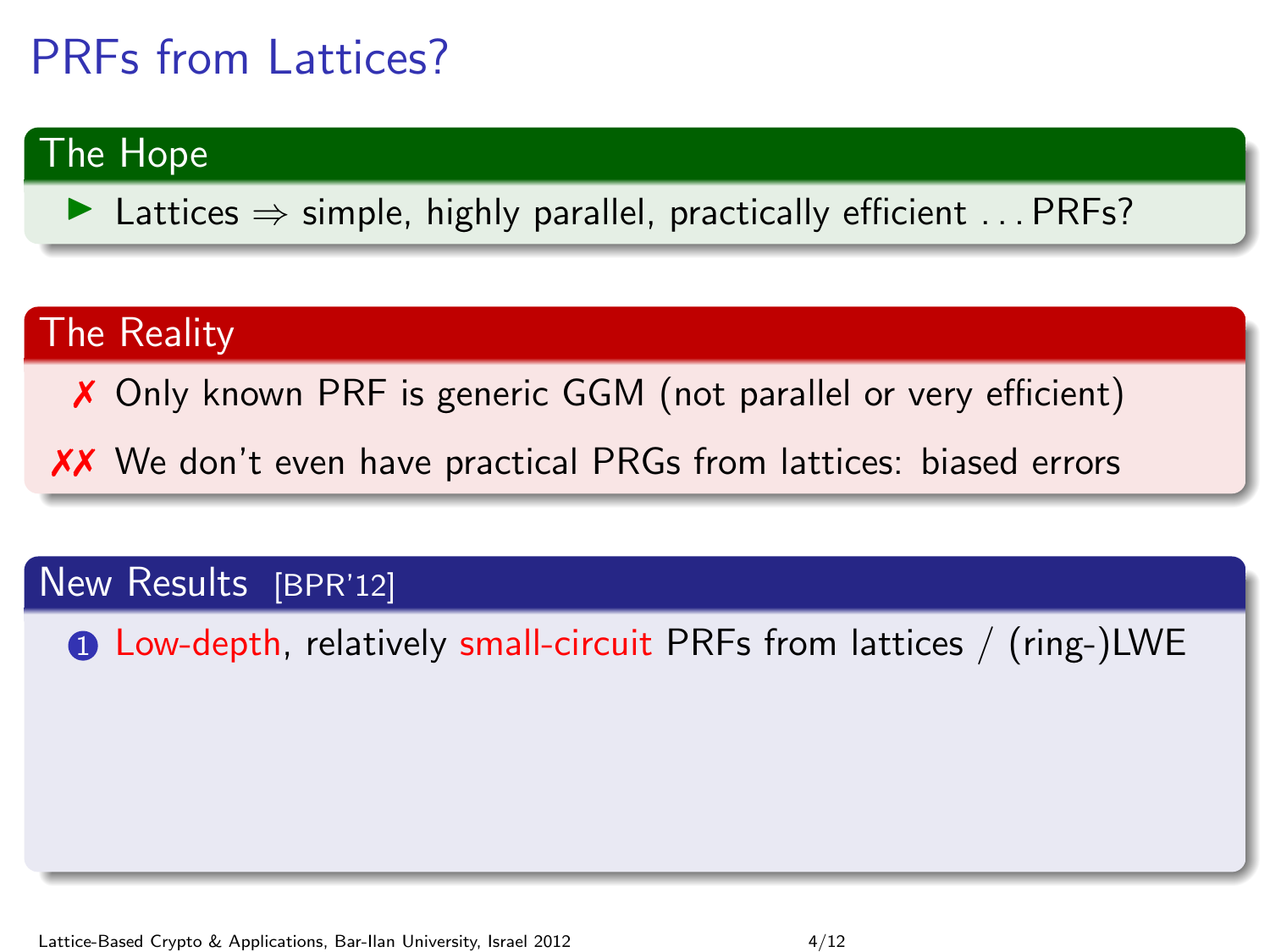# PRFs from Lattices?

## The Hope

- Lattices $\Rightarrow$ simple, highly parallel, practically efficient . . . PRFs?

## The Reality

- ✗ Only known PRF is generic GGM (not parallel or very efficient)
- ✗✗ We don't even have practical PRGs from lattices: biased errors

## New Results [BPR'12]

1. Low-depth, relatively small-circuit PRFs from lattices / (ring-)LWE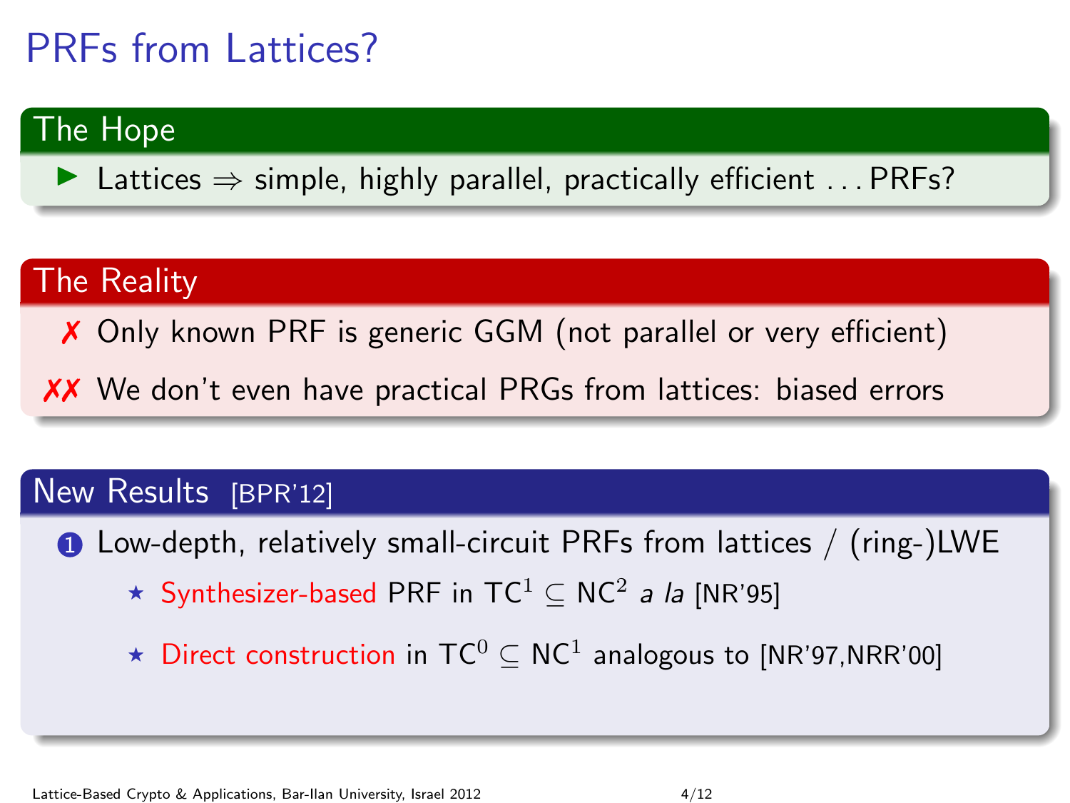# PRFs from Lattices?

## The Hope

- Lattices ⇒ simple, highly parallel, practically efficient . . . PRFs?

## The Reality

- ✗ Only known PRF is generic GGM (not parallel or very efficient)
- ✗✗ We don't even have practical PRGs from lattices: biased errors

## New Results [BPR'12]

1. Low-depth, relatively small-circuit PRFs from lattices / (ring-)LWE
   - ⋆ Synthesizer-based PRF in $\mathsf{TC}^1 \subseteq \mathsf{NC}^2$ *a la* [NR'95]
   - ⋆ Direct construction in $\mathsf{TC}^0 \subseteq \mathsf{NC}^1$ analogous to [NR'97,NRR'00]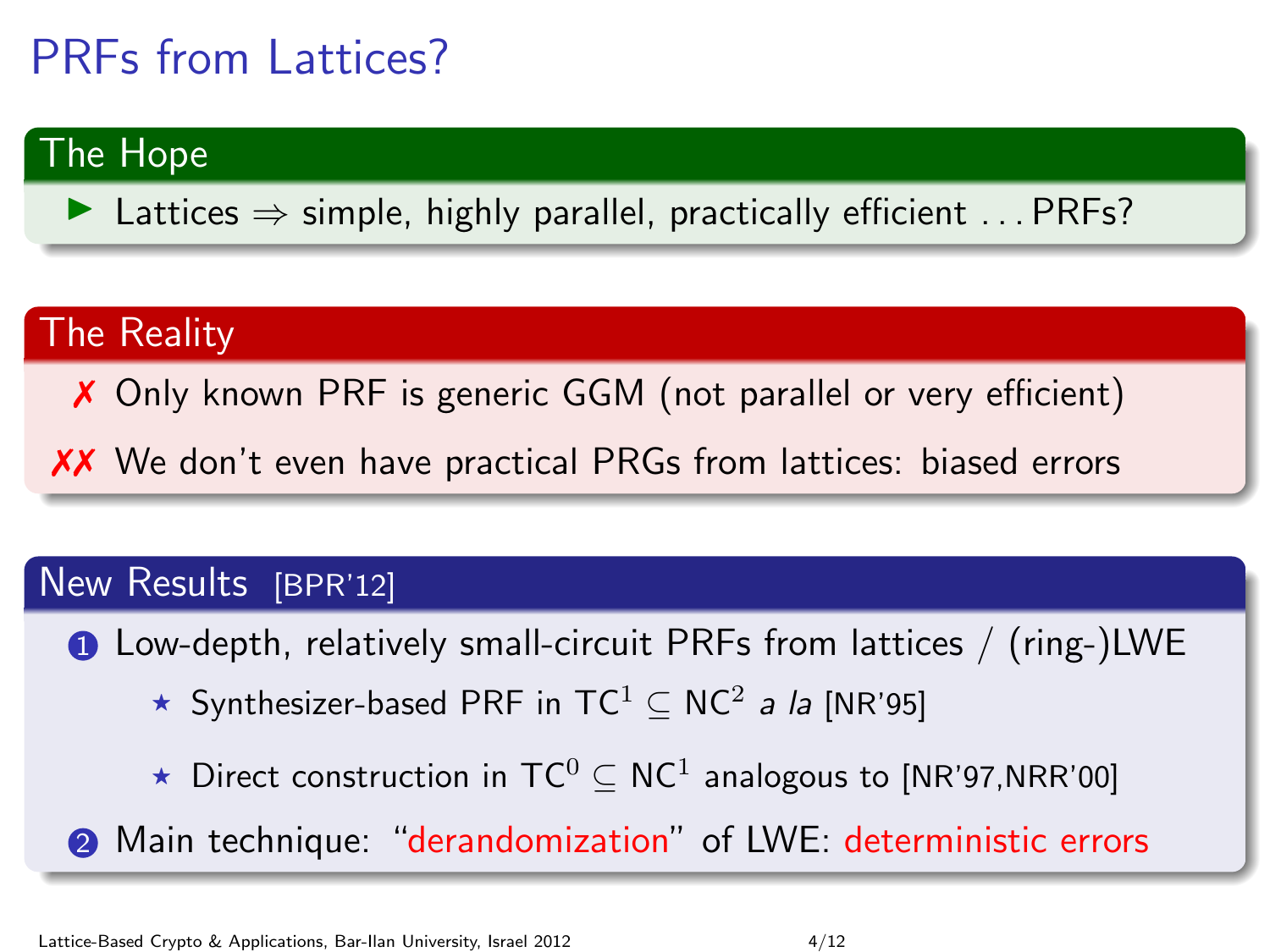# PRFs from Lattices?

## The Hope

- Lattices ⇒ simple, highly parallel, practically efficient . . . PRFs?

## The Reality

✗ Only known PRF is generic GGM (not parallel or very efficient)

✗✗ We don't even have practical PRGs from lattices: biased errors

## New Results [BPR'12]

1. Low-depth, relatively small-circuit PRFs from lattices / (ring-)LWE
   - Synthesizer-based PRF in $\mathsf{TC}^1 \subseteq \mathsf{NC}^2$ *a la* [NR'95]
   - Direct construction in $\mathsf{TC}^0 \subseteq \mathsf{NC}^1$ analogous to [NR'97,NRR'00]
2. Main technique: "derandomization" of LWE: deterministic errors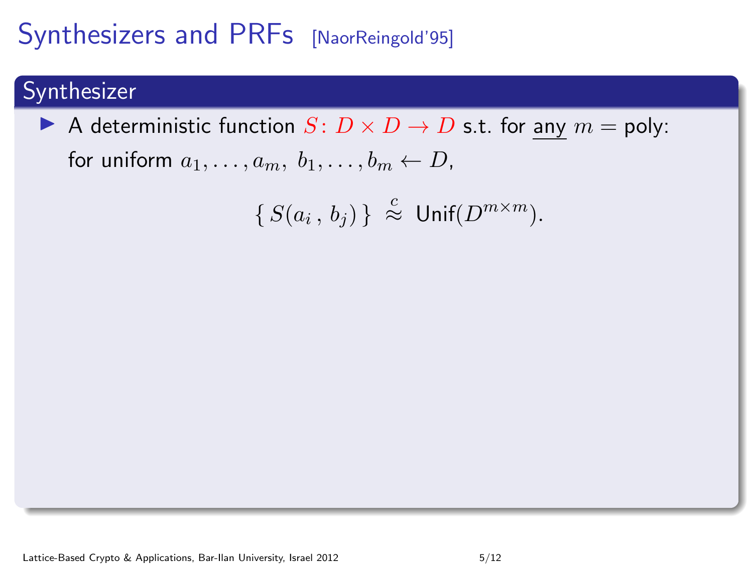# Synthesizers and PRFs [NaorReingold'95]

## Synthesizer

- A deterministic function $S \colon D \times D \to D$ s.t. for <u>any</u> $m = \text{poly}$:
  for uniform $a_1, \ldots, a_m,\ b_1, \ldots, b_m \leftarrow D$,

$$\{\, S(a_i\,,\, b_j) \,\} \overset{c}{\approx} \mathsf{Unif}(D^{m \times m}).$$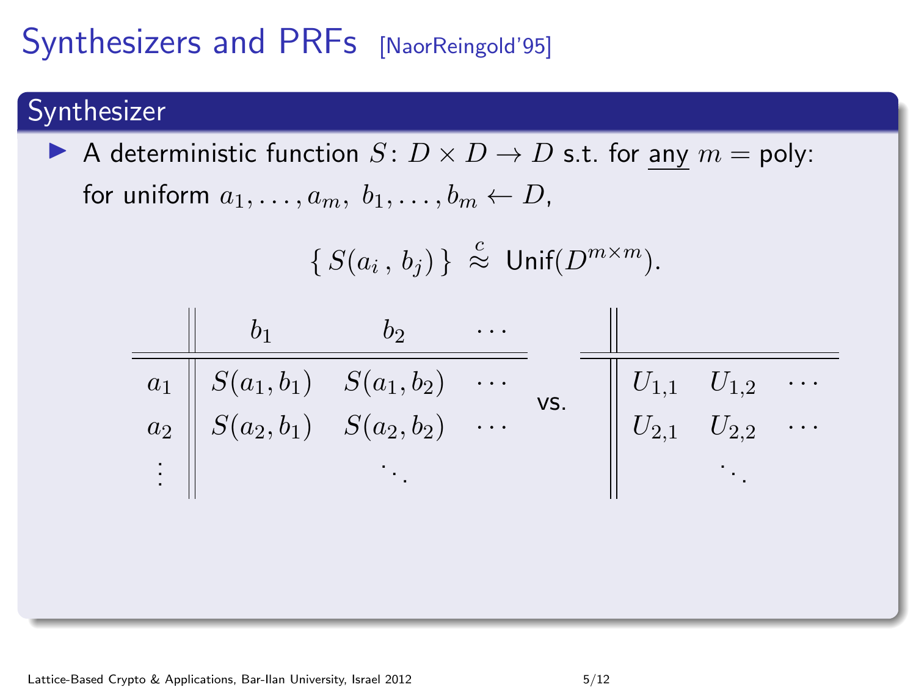# Synthesizers and PRFs [NaorReingold'95]

## Synthesizer

- A deterministic function $S \colon D \times D \to D$ s.t. for <u>any</u> $m = \text{poly}$: for uniform $a_1, \ldots, a_m, \ b_1, \ldots, b_m \leftarrow D$,

$$\{\, S(a_i \,,\, b_j) \,\} \stackrel{c}{\approx} \text{Unif}(D^{m \times m}).$$

|  | $b_1$ | $b_2$ | $\cdots$ |
|---|---|---|---|
| $a_1$ | $S(a_1, b_1)$ | $S(a_1, b_2)$ | $\cdots$ |
| $a_2$ | $S(a_2, b_1)$ | $S(a_2, b_2)$ | $\cdots$ |
| $\vdots$ |  | $\ddots$ |  |

vs.

|  |  |  |  |
|---|---|---|---|
|  | $U_{1,1}$ | $U_{1,2}$ | $\cdots$ |
|  | $U_{2,1}$ | $U_{2,2}$ | $\cdots$ |
|  |  | $\ddots$ |  |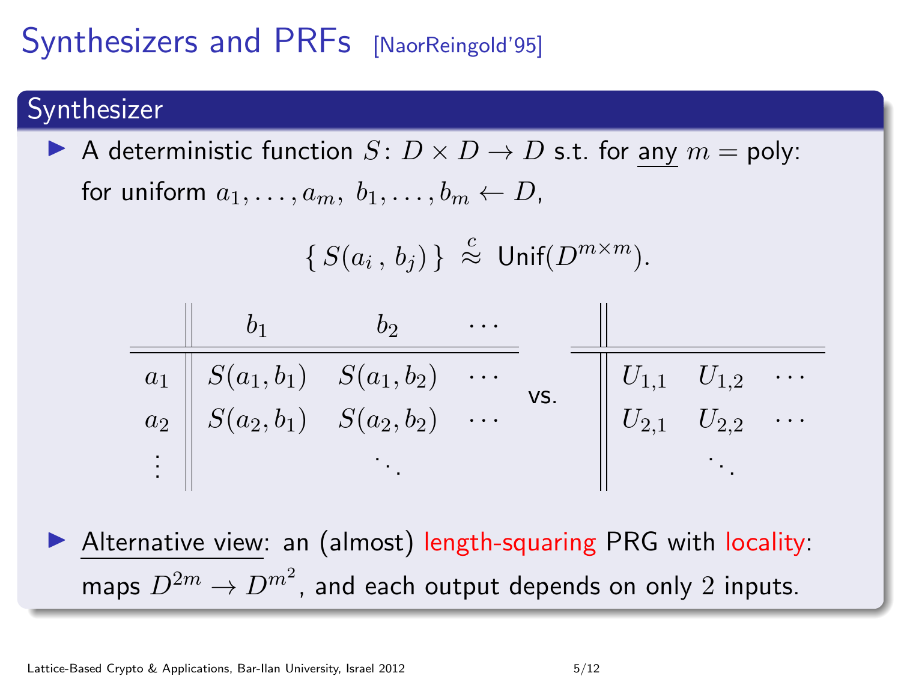# Synthesizers and PRFs [NaorReingold'95]

## Synthesizer

- A deterministic function $S \colon D \times D \to D$ s.t. for <u>any</u> $m = \text{poly}$: for uniform $a_1, \ldots, a_m,\ b_1, \ldots, b_m \leftarrow D$,

$$\{\, S(a_i\,,\, b_j)\,\} \stackrel{c}{\approx} \mathsf{Unif}(D^{m \times m}).$$

| | $b_1$ | $b_2$ | $\cdots$ |
|---|---|---|---|
| $a_1$ | $S(a_1, b_1)$ | $S(a_1, b_2)$ | $\cdots$ |
| $a_2$ | $S(a_2, b_1)$ | $S(a_2, b_2)$ | $\cdots$ |
| $\vdots$ | | $\ddots$ | |

vs.

| | | | |
|---|---|---|---|
| | $U_{1,1}$ | $U_{1,2}$ | $\cdots$ |
| | $U_{2,1}$ | $U_{2,2}$ | $\cdots$ |
| | | $\ddots$ | |

- <u>Alternative view</u>: an (almost) length-squaring PRG with locality: maps $D^{2m} \to D^{m^2}$, and each output depends on only $2$ inputs.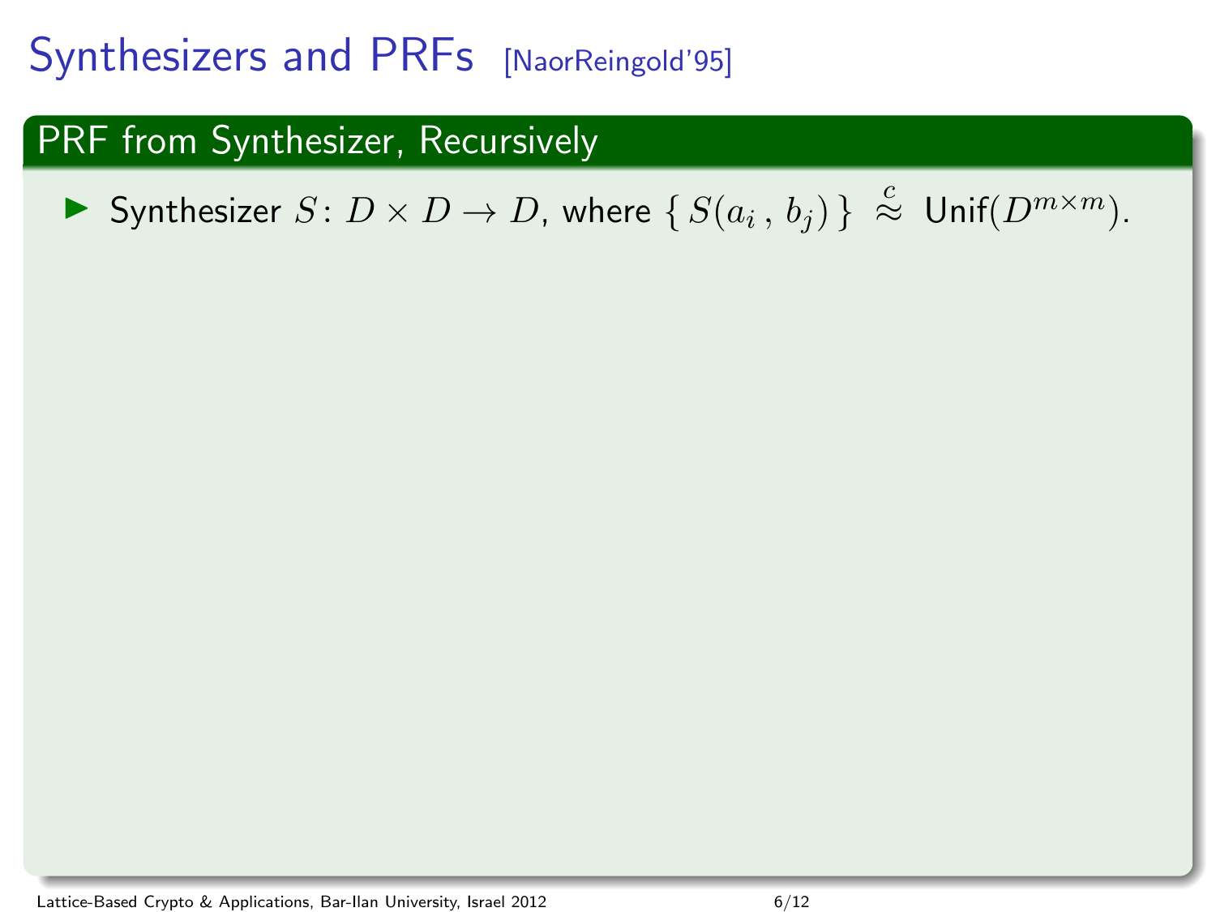# Synthesizers and PRFs [NaorReingold'95]

## PRF from Synthesizer, Recursively

- Synthesizer $S \colon D \times D \to D$, where $\{\, S(a_i \,,\, b_j) \,\} \overset{c}{\approx} \mathsf{Unif}(D^{m \times m})$.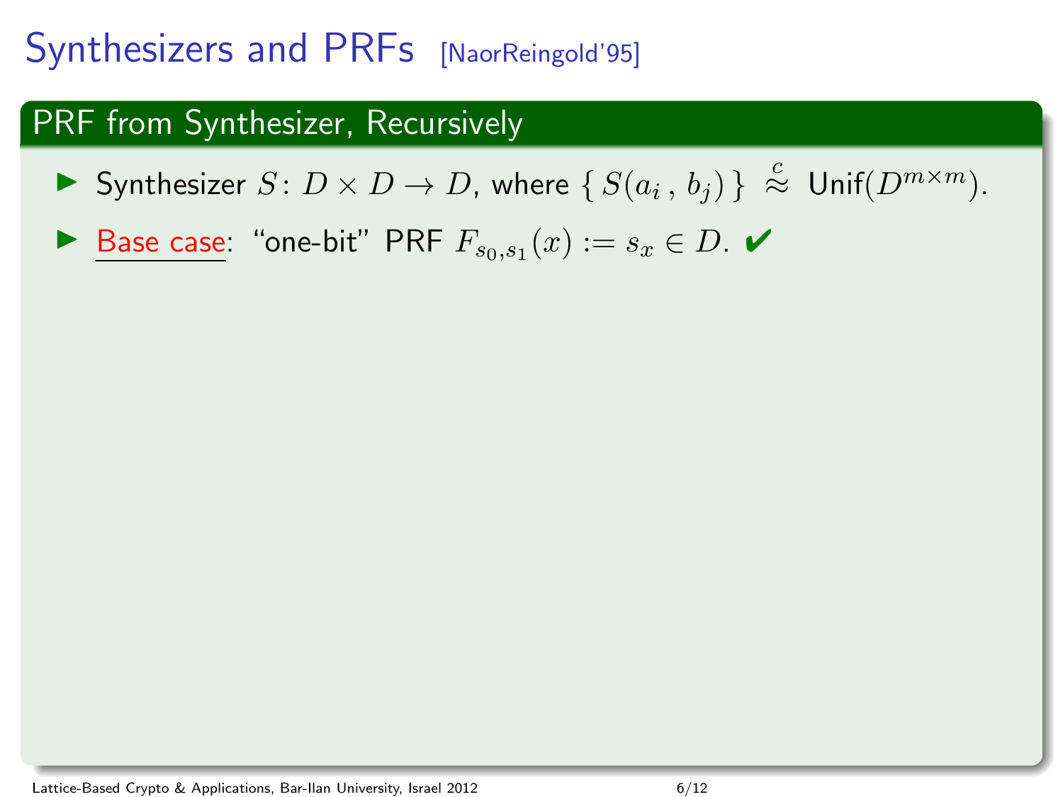# Synthesizers and PRFs [NaorReingold'95]

## PRF from Synthesizer, Recursively

- Synthesizer $S \colon D \times D \to D$, where $\{ S(a_i , b_j) \} \overset{c}{\approx} \mathsf{Unif}(D^{m \times m})$.
- Base case: "one-bit" PRF $F_{s_0,s_1}(x) := s_x \in D$. ✔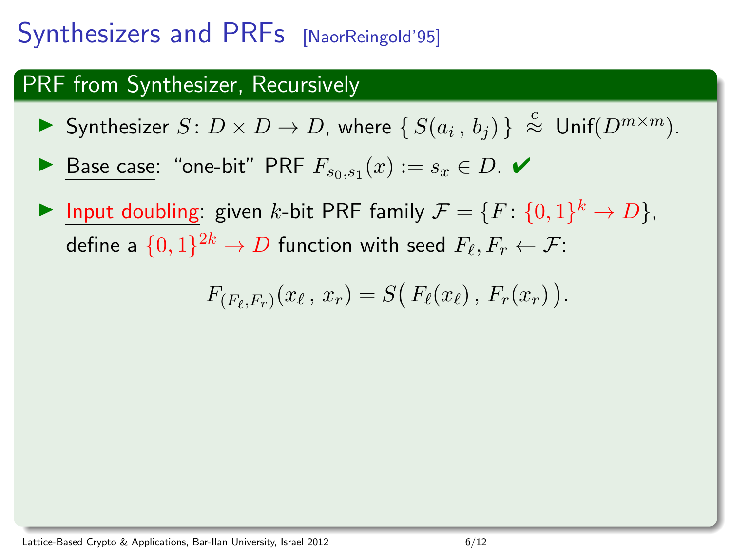# Synthesizers and PRFs [NaorReingold'95]

## PRF from Synthesizer, Recursively

- Synthesizer $S \colon D \times D \to D$, where $\{ \, S(a_i \, , \, b_j) \, \} \stackrel{c}{\approx}$ Unif$(D^{m \times m})$.
- Base case: "one-bit" PRF $F_{s_0, s_1}(x) := s_x \in D$. ✔
- Input doubling: given $k$-bit PRF family $\mathcal{F} = \{ F \colon \{0,1\}^k \to D \}$, define a $\{0,1\}^{2k} \to D$ function with seed $F_\ell, F_r \leftarrow \mathcal{F}$:

$$F_{(F_\ell, F_r)}(x_\ell \, , \, x_r) = S\big( \, F_\ell(x_\ell) \, , \, F_r(x_r) \, \big).$$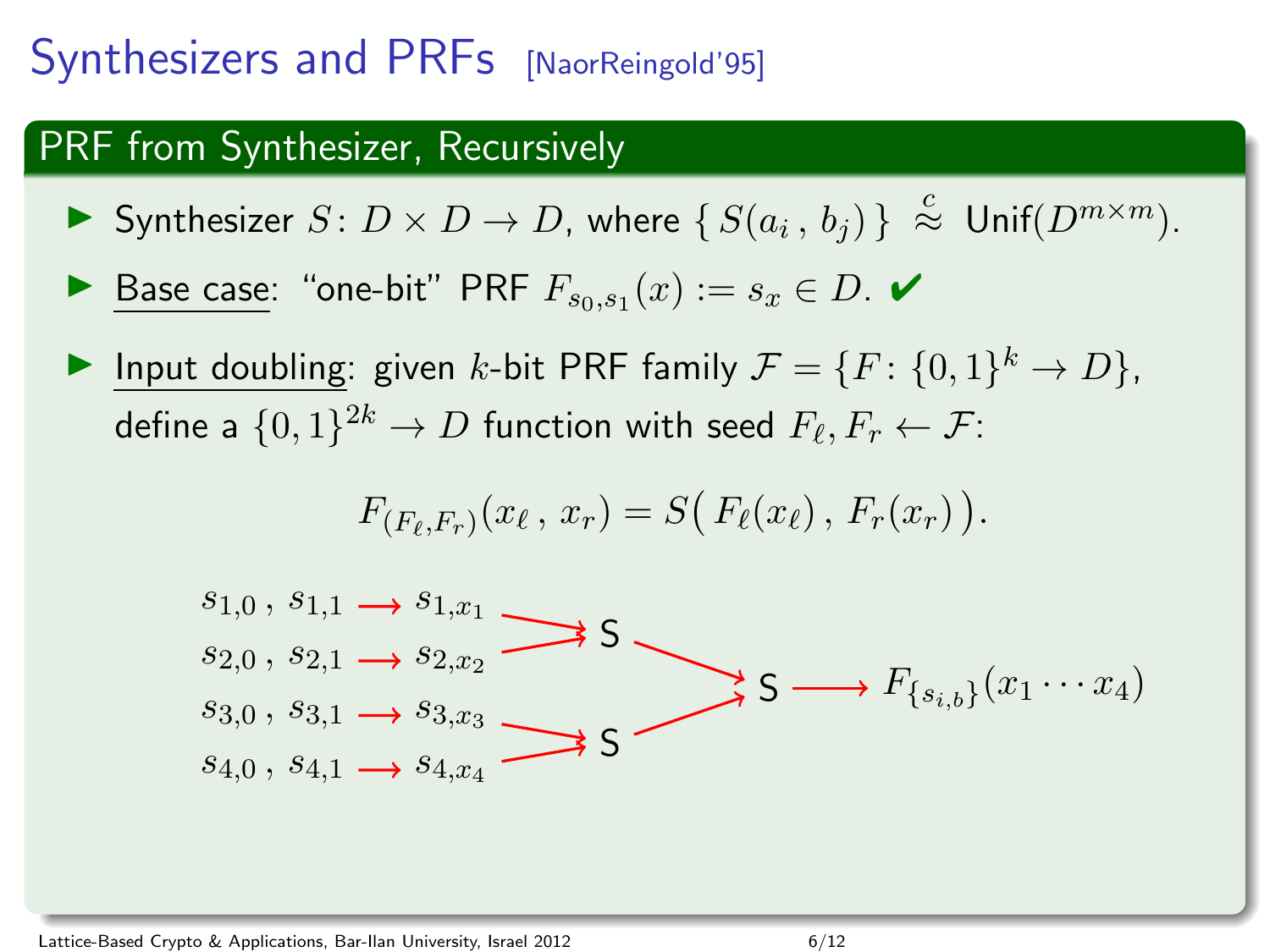# Synthesizers and PRFs [NaorReingold'95]

## PRF from Synthesizer, Recursively

- Synthesizer $S \colon D \times D \to D$, where $\{ S(a_i , b_j) \} \overset{c}{\approx} \mathsf{Unif}(D^{m \times m})$.
- Base case: "one-bit" PRF $F_{s_0,s_1}(x) := s_x \in D$. ✔
- Input doubling: given $k$-bit PRF family $\mathcal{F} = \{F \colon \{0,1\}^k \to D\}$, define a $\{0,1\}^{2k} \to D$ function with seed $F_\ell, F_r \leftarrow \mathcal{F}$:

$$F_{(F_\ell,F_r)}(x_\ell , x_r) = S\big( F_\ell(x_\ell) , F_r(x_r) \big).$$

$$
\begin{array}{l}
s_{1,0} , s_{1,1} \longrightarrow s_{1,x_1} \\
s_{2,0} , s_{2,1} \longrightarrow s_{2,x_2} \\
s_{3,0} , s_{3,1} \longrightarrow s_{3,x_3} \\
s_{4,0} , s_{4,1} \longrightarrow s_{4,x_4}
\end{array}
$$

$S(s_{1,x_1}, s_{2,x_2})$ and $S(s_{3,x_3}, s_{4,x_4})$ feed into $S \longrightarrow F_{\{s_{i,b}\}}(x_1 \cdots x_4)$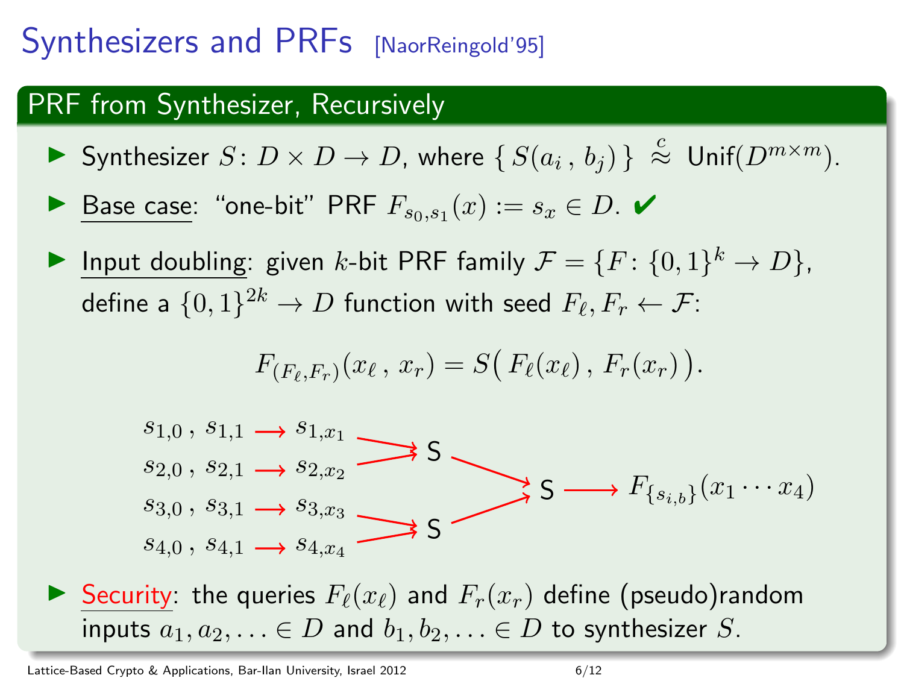# Synthesizers and PRFs [NaorReingold'95]

## PRF from Synthesizer, Recursively

- Synthesizer $S \colon D \times D \to D$, where $\{ S(a_i , b_j) \} \overset{c}{\approx} \mathsf{Unif}(D^{m \times m})$.
- Base case: "one-bit" PRF $F_{s_0,s_1}(x) := s_x \in D$. ✔
- Input doubling: given $k$-bit PRF family $\mathcal{F} = \{F \colon \{0,1\}^k \to D\}$, define a $\{0,1\}^{2k} \to D$ function with seed $F_\ell, F_r \leftarrow \mathcal{F}$:

$$F_{(F_\ell,F_r)}(x_\ell , x_r) = S\big( F_\ell(x_\ell) , F_r(x_r) \big).$$

$s_{1,0} , s_{1,1} \longrightarrow s_{1,x_1}$
$s_{2,0} , s_{2,1} \longrightarrow s_{2,x_2}$
$s_{3,0} , s_{3,1} \longrightarrow s_{3,x_3}$
$s_{4,0} , s_{4,1} \longrightarrow s_{4,x_4}$

S, S $\to$ S $\longrightarrow F_{\{s_{i,b}\}}(x_1 \cdots x_4)$

- Security: the queries $F_\ell(x_\ell)$ and $F_r(x_r)$ define (pseudo)random inputs $a_1, a_2, \ldots \in D$ and $b_1, b_2, \ldots \in D$ to synthesizer $S$.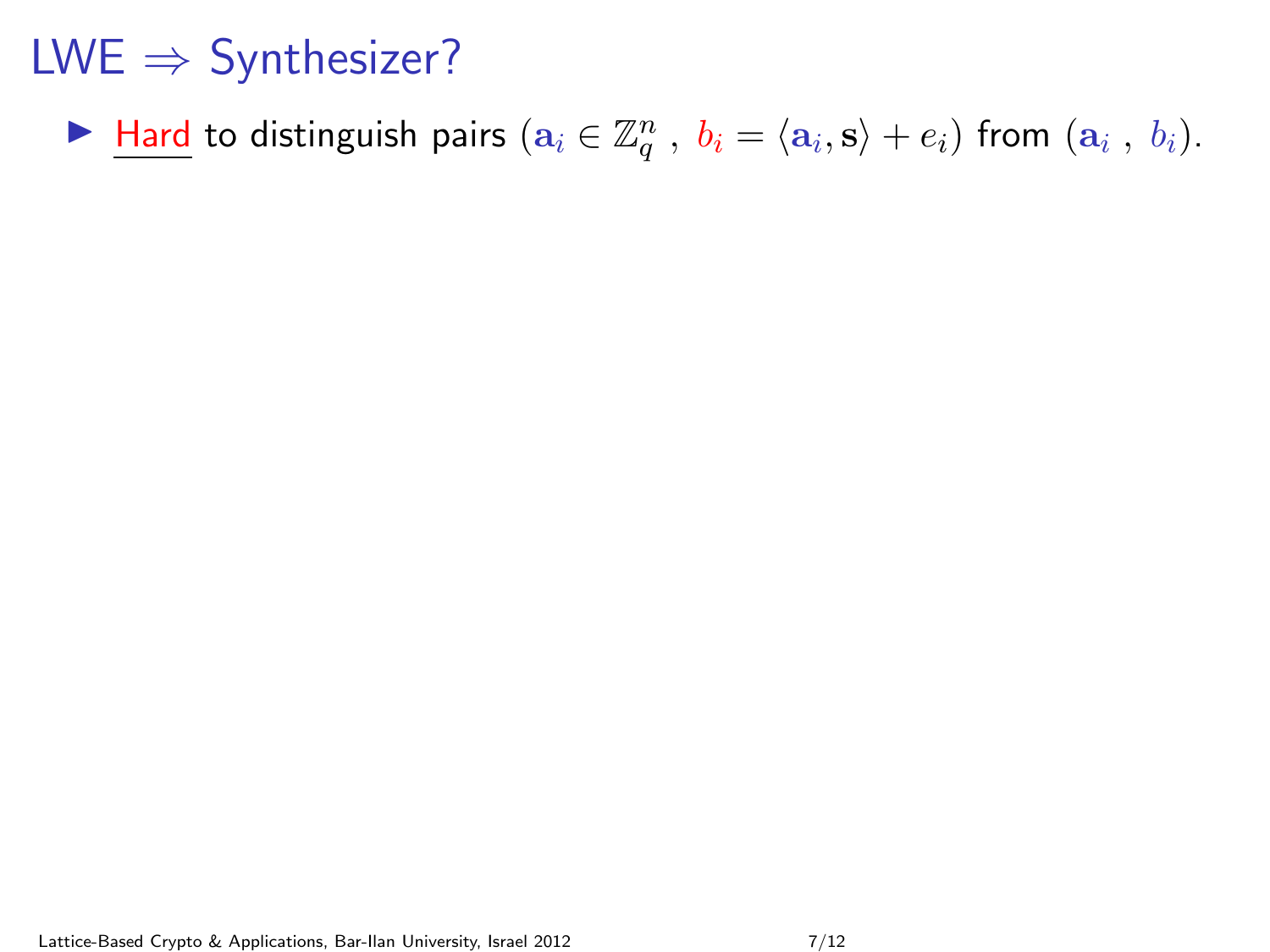# LWE $\Rightarrow$ Synthesizer?

- Hard to distinguish pairs $(\mathbf{a}_i \in \mathbb{Z}_q^n \ , \ b_i = \langle \mathbf{a}_i, \mathbf{s} \rangle + e_i)$ from $(\mathbf{a}_i \ , \ b_i)$.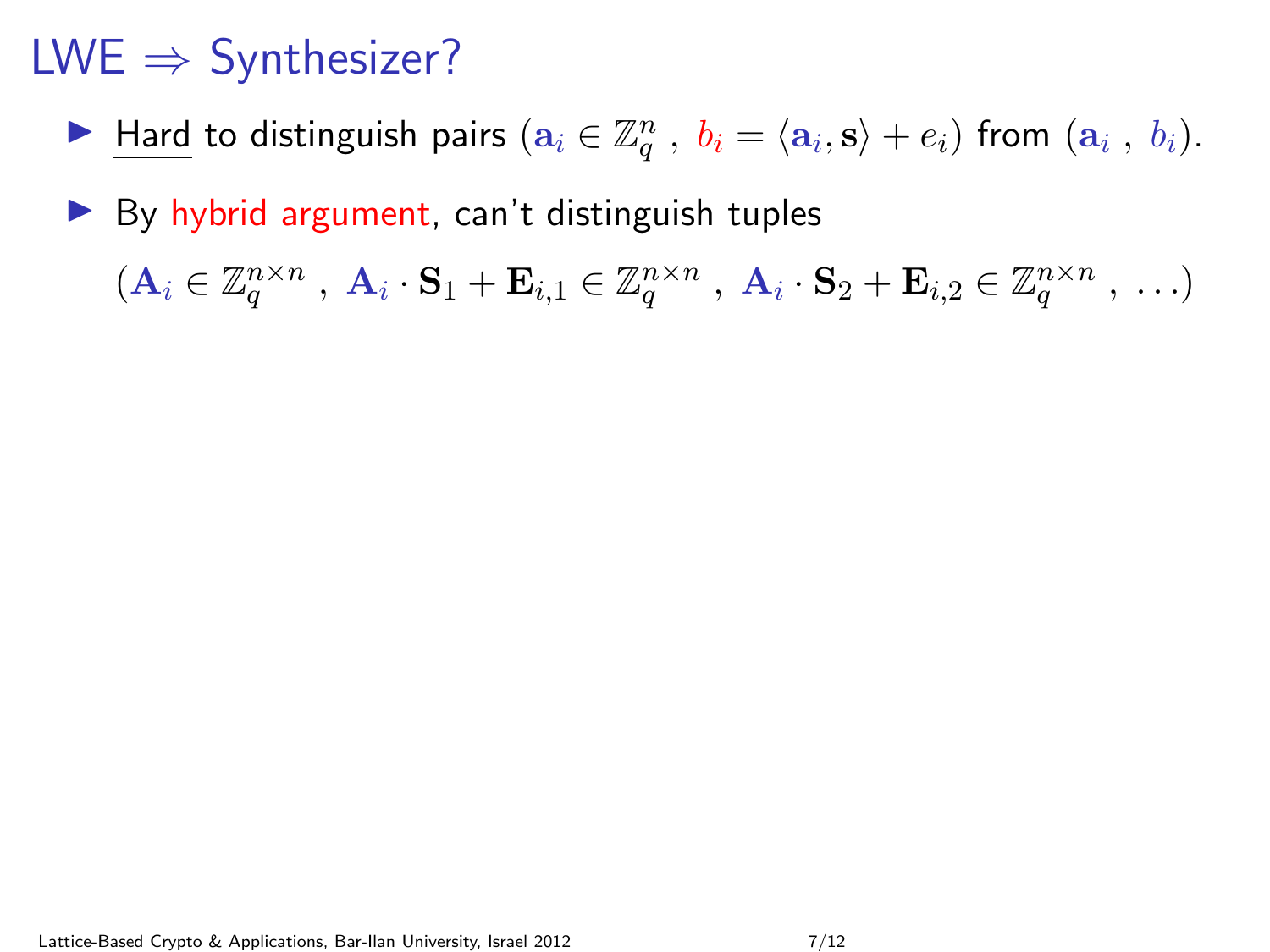# LWE $\Rightarrow$ Synthesizer?

- Hard to distinguish pairs $(\mathbf{a}_i \in \mathbb{Z}_q^n \ , \ b_i = \langle \mathbf{a}_i, \mathbf{s} \rangle + e_i)$ from $(\mathbf{a}_i \ , \ b_i)$.
- By hybrid argument, can't distinguish tuples

  $(\mathbf{A}_i \in \mathbb{Z}_q^{n \times n} \ , \ \mathbf{A}_i \cdot \mathbf{S}_1 + \mathbf{E}_{i,1} \in \mathbb{Z}_q^{n \times n} \ , \ \mathbf{A}_i \cdot \mathbf{S}_2 + \mathbf{E}_{i,2} \in \mathbb{Z}_q^{n \times n} \ , \ \ldots)$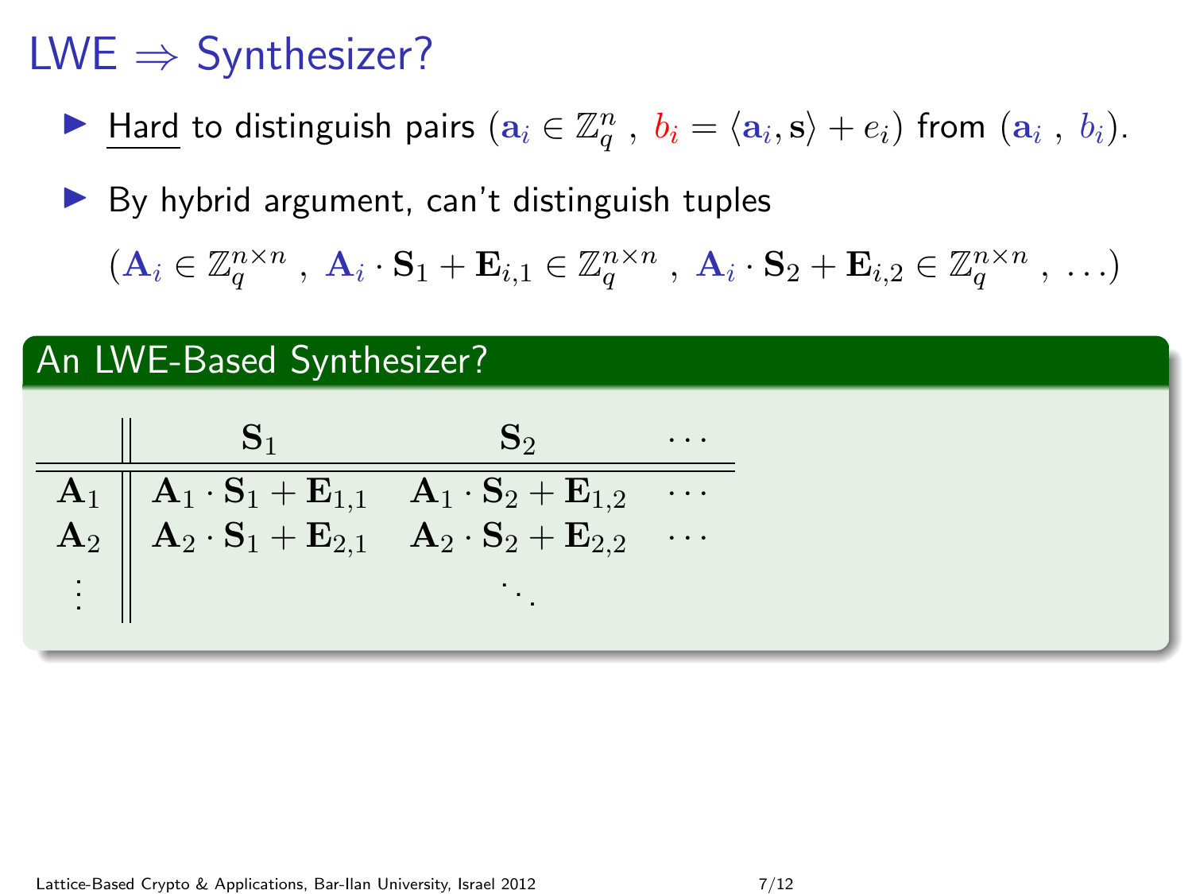# LWE $\Rightarrow$ Synthesizer?

- Hard to distinguish pairs $(\mathbf{a}_i \in \mathbb{Z}_q^n \ , \ b_i = \langle \mathbf{a}_i, \mathbf{s} \rangle + e_i)$ from $(\mathbf{a}_i \ , \ b_i)$.
- By hybrid argument, can't distinguish tuples

  $(\mathbf{A}_i \in \mathbb{Z}_q^{n \times n} \ , \ \mathbf{A}_i \cdot \mathbf{S}_1 + \mathbf{E}_{i,1} \in \mathbb{Z}_q^{n \times n} \ , \ \mathbf{A}_i \cdot \mathbf{S}_2 + \mathbf{E}_{i,2} \in \mathbb{Z}_q^{n \times n} \ , \ \ldots)$

## An LWE-Based Synthesizer?

| | $\mathbf{S}_1$ | $\mathbf{S}_2$ | $\cdots$ |
|---|---|---|---|
| $\mathbf{A}_1$ | $\mathbf{A}_1 \cdot \mathbf{S}_1 + \mathbf{E}_{1,1}$ | $\mathbf{A}_1 \cdot \mathbf{S}_2 + \mathbf{E}_{1,2}$ | $\cdots$ |
| $\mathbf{A}_2$ | $\mathbf{A}_2 \cdot \mathbf{S}_1 + \mathbf{E}_{2,1}$ | $\mathbf{A}_2 \cdot \mathbf{S}_2 + \mathbf{E}_{2,2}$ | $\cdots$ |
| $\vdots$ | | $\ddots$ | |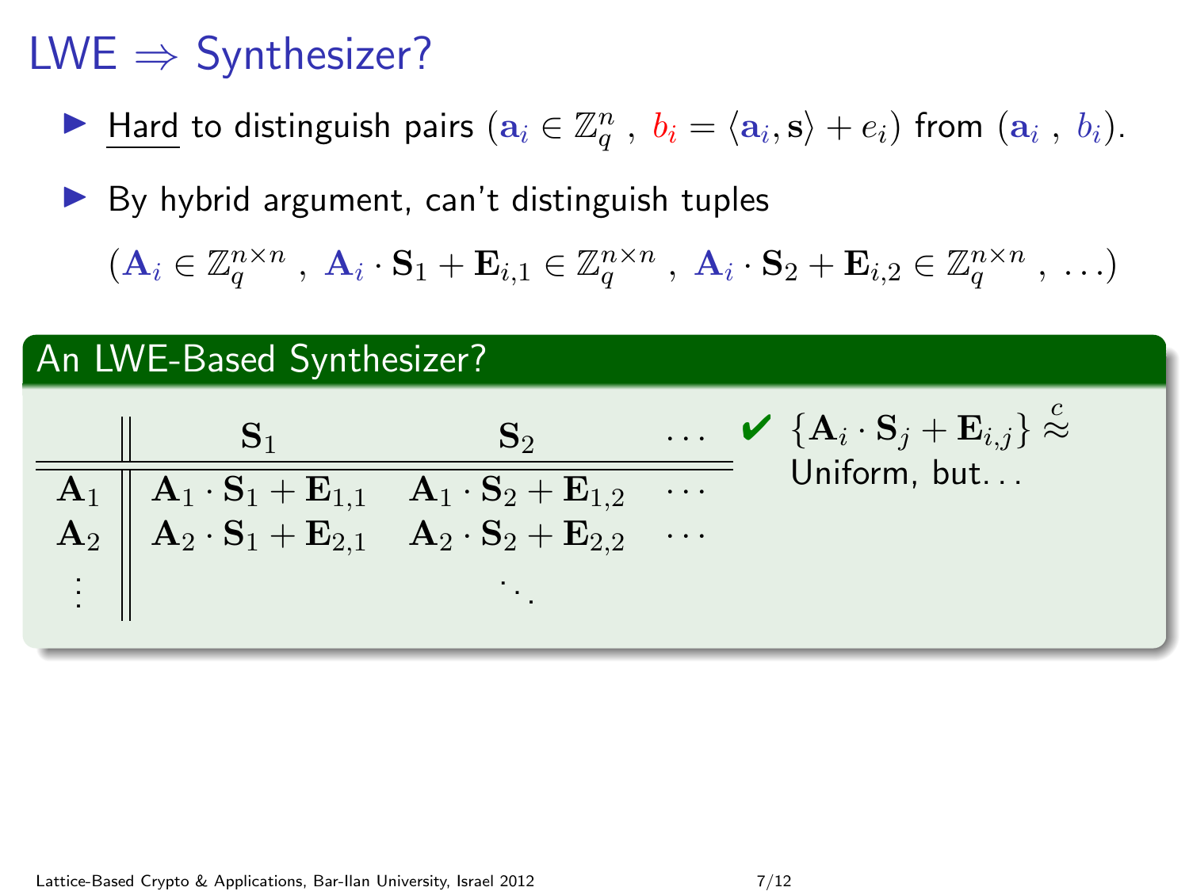# LWE $\Rightarrow$ Synthesizer?

- Hard to distinguish pairs $(\mathbf{a}_i \in \mathbb{Z}_q^n \ , \ b_i = \langle \mathbf{a}_i, \mathbf{s} \rangle + e_i)$ from $(\mathbf{a}_i \ , \ b_i)$.
- By hybrid argument, can't distinguish tuples

$$(\mathbf{A}_i \in \mathbb{Z}_q^{n \times n} \ , \ \mathbf{A}_i \cdot \mathbf{S}_1 + \mathbf{E}_{i,1} \in \mathbb{Z}_q^{n \times n} \ , \ \mathbf{A}_i \cdot \mathbf{S}_2 + \mathbf{E}_{i,2} \in \mathbb{Z}_q^{n \times n} \ , \ \ldots)$$

## An LWE-Based Synthesizer?

| | $\mathbf{S}_1$ | $\mathbf{S}_2$ | $\cdots$ |
|---|---|---|---|
| $\mathbf{A}_1$ | $\mathbf{A}_1 \cdot \mathbf{S}_1 + \mathbf{E}_{1,1}$ | $\mathbf{A}_1 \cdot \mathbf{S}_2 + \mathbf{E}_{1,2}$ | $\cdots$ |
| $\mathbf{A}_2$ | $\mathbf{A}_2 \cdot \mathbf{S}_1 + \mathbf{E}_{2,1}$ | $\mathbf{A}_2 \cdot \mathbf{S}_2 + \mathbf{E}_{2,2}$ | $\cdots$ |
| $\vdots$ | | $\ddots$ | |

✔ $\{\mathbf{A}_i \cdot \mathbf{S}_j + \mathbf{E}_{i,j}\} \overset{c}{\approx}$ Uniform, but...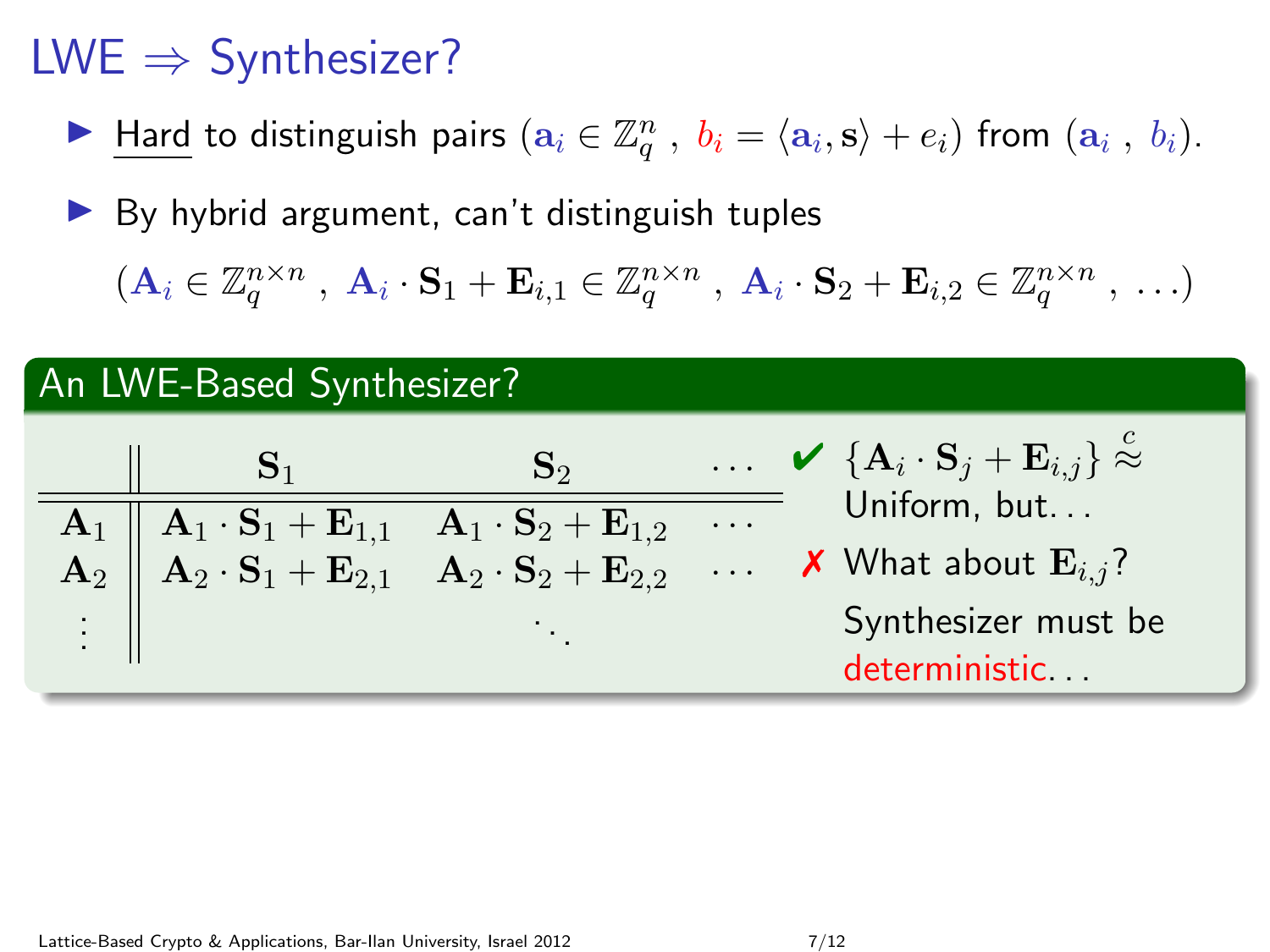# LWE ⇒ Synthesizer?

- Hard to distinguish pairs $(\mathbf{a}_i \in \mathbb{Z}_q^n \, , \, b_i = \langle \mathbf{a}_i, \mathbf{s} \rangle + e_i)$ from $(\mathbf{a}_i \, , \, b_i)$.
- By hybrid argument, can't distinguish tuples

  $$(\mathbf{A}_i \in \mathbb{Z}_q^{n \times n} \, , \, \mathbf{A}_i \cdot \mathbf{S}_1 + \mathbf{E}_{i,1} \in \mathbb{Z}_q^{n \times n} \, , \, \mathbf{A}_i \cdot \mathbf{S}_2 + \mathbf{E}_{i,2} \in \mathbb{Z}_q^{n \times n} \, , \, \ldots)$$

## An LWE-Based Synthesizer?

| | $\mathbf{S}_1$ | $\mathbf{S}_2$ | $\ldots$ |
|---|---|---|---|
| $\mathbf{A}_1$ | $\mathbf{A}_1 \cdot \mathbf{S}_1 + \mathbf{E}_{1,1}$ | $\mathbf{A}_1 \cdot \mathbf{S}_2 + \mathbf{E}_{1,2}$ | $\ldots$ |
| $\mathbf{A}_2$ | $\mathbf{A}_2 \cdot \mathbf{S}_1 + \mathbf{E}_{2,1}$ | $\mathbf{A}_2 \cdot \mathbf{S}_2 + \mathbf{E}_{2,2}$ | $\ldots$ |
| $\vdots$ | | $\ddots$ | |

✔ $\{\mathbf{A}_i \cdot \mathbf{S}_j + \mathbf{E}_{i,j}\} \overset{c}{\approx}$ Uniform, but...

✗ What about $\mathbf{E}_{i,j}$?

Synthesizer must be deterministic...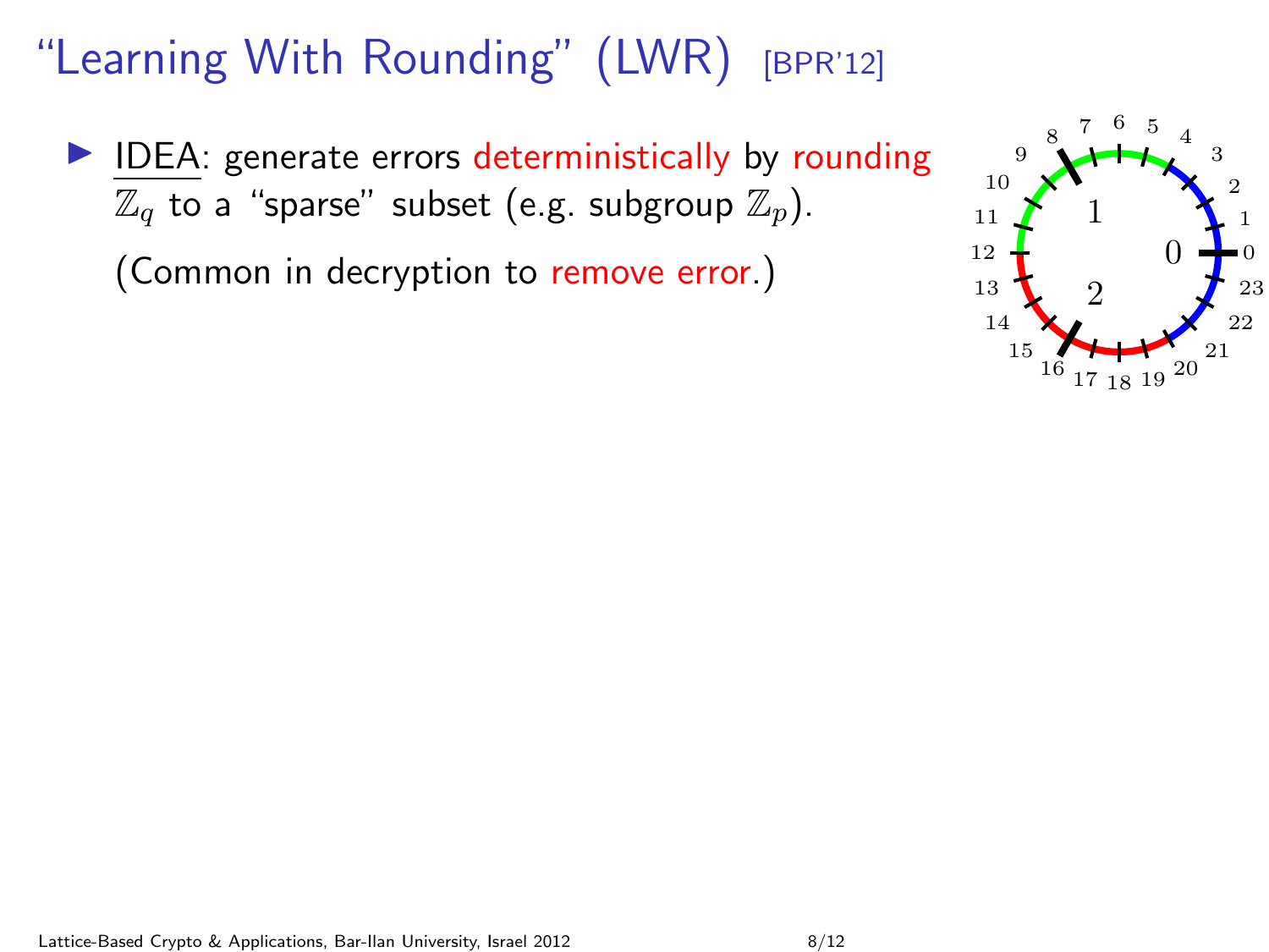# "Learning With Rounding" (LWR) [BPR'12]

- IDEA: generate errors deterministically by rounding $\mathbb{Z}_q$ to a "sparse" subset (e.g. subgroup $\mathbb{Z}_p$).

  (Common in decryption to remove error.)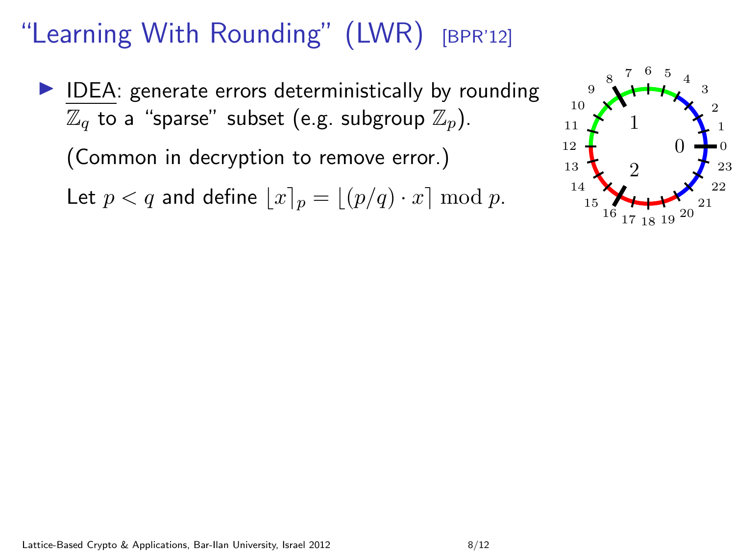# "Learning With Rounding" (LWR) [BPR'12]

- IDEA: generate errors deterministically by rounding $\mathbb{Z}_q$ to a "sparse" subset (e.g. subgroup $\mathbb{Z}_p$).

  (Common in decryption to remove error.)

  Let $p < q$ and define $\lfloor x \rceil_p = \lfloor (p/q) \cdot x \rceil \bmod p$.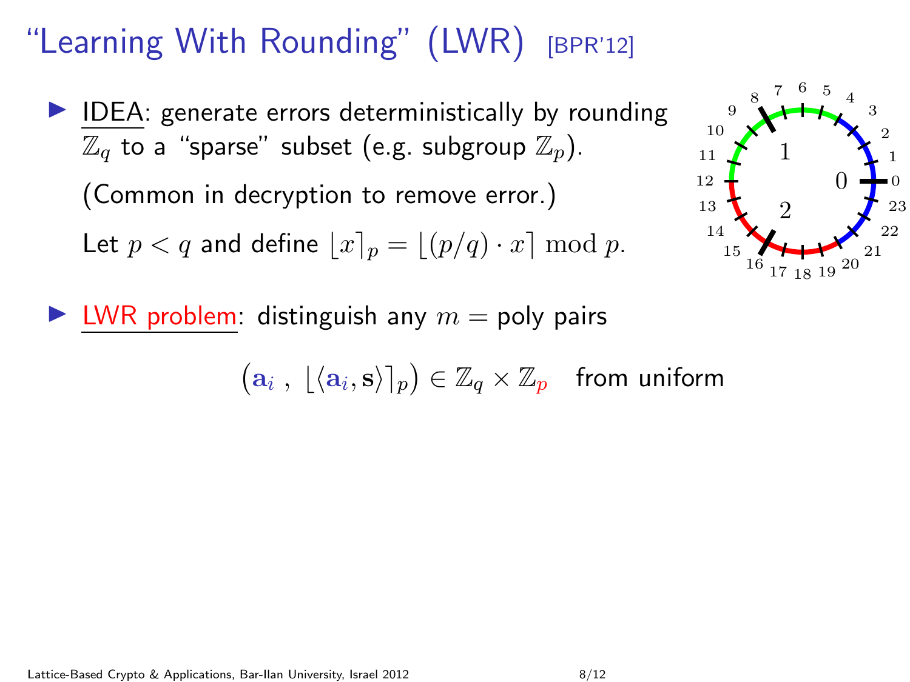# "Learning With Rounding" (LWR) [BPR'12]

- IDEA: generate errors deterministically by rounding $\mathbb{Z}_q$ to a "sparse" subset (e.g. subgroup $\mathbb{Z}_p$).

  (Common in decryption to remove error.)

  Let $p < q$ and define $\lfloor x \rceil_p = \lfloor (p/q) \cdot x \rceil \bmod p$.

- LWR problem: distinguish any $m =$ poly pairs

$$\left(\mathbf{a}_i \,,\; \lfloor \langle \mathbf{a}_i, \mathbf{s} \rangle \rceil_p\right) \in \mathbb{Z}_q \times \mathbb{Z}_p \quad \text{from uniform}$$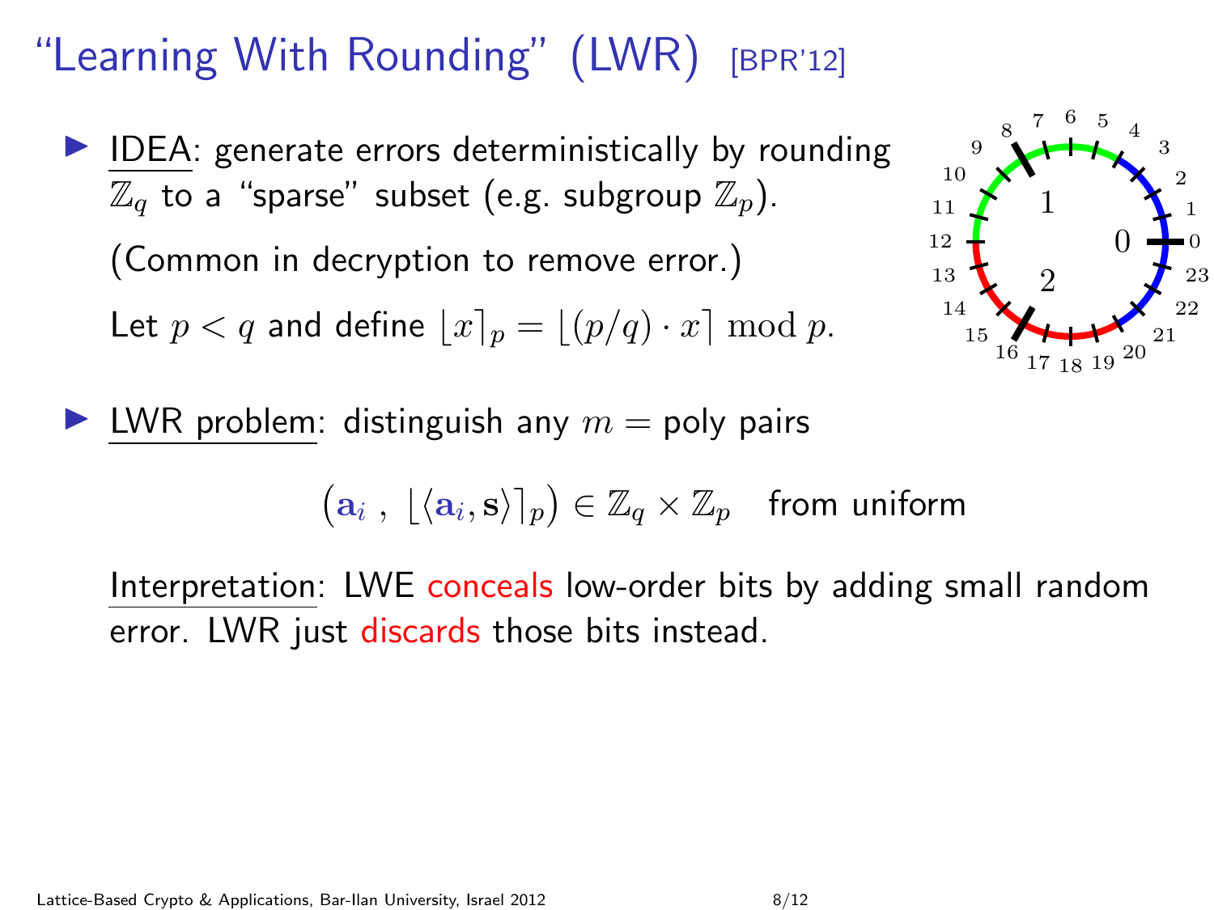# "Learning With Rounding" (LWR) [BPR'12]

- IDEA: generate errors deterministically by rounding $\mathbb{Z}_q$ to a "sparse" subset (e.g. subgroup $\mathbb{Z}_p$).

  (Common in decryption to remove error.)

  Let $p < q$ and define $\lfloor x \rceil_p = \lfloor (p/q) \cdot x \rceil \bmod p$.

- LWR problem: distinguish any $m = \text{poly}$ pairs

$$\left(\mathbf{a}_i\ ,\ \lfloor \langle \mathbf{a}_i, \mathbf{s} \rangle \rceil_p\right) \in \mathbb{Z}_q \times \mathbb{Z}_p \quad \text{from uniform}$$

  Interpretation: LWE conceals low-order bits by adding small random error. LWR just discards those bits instead.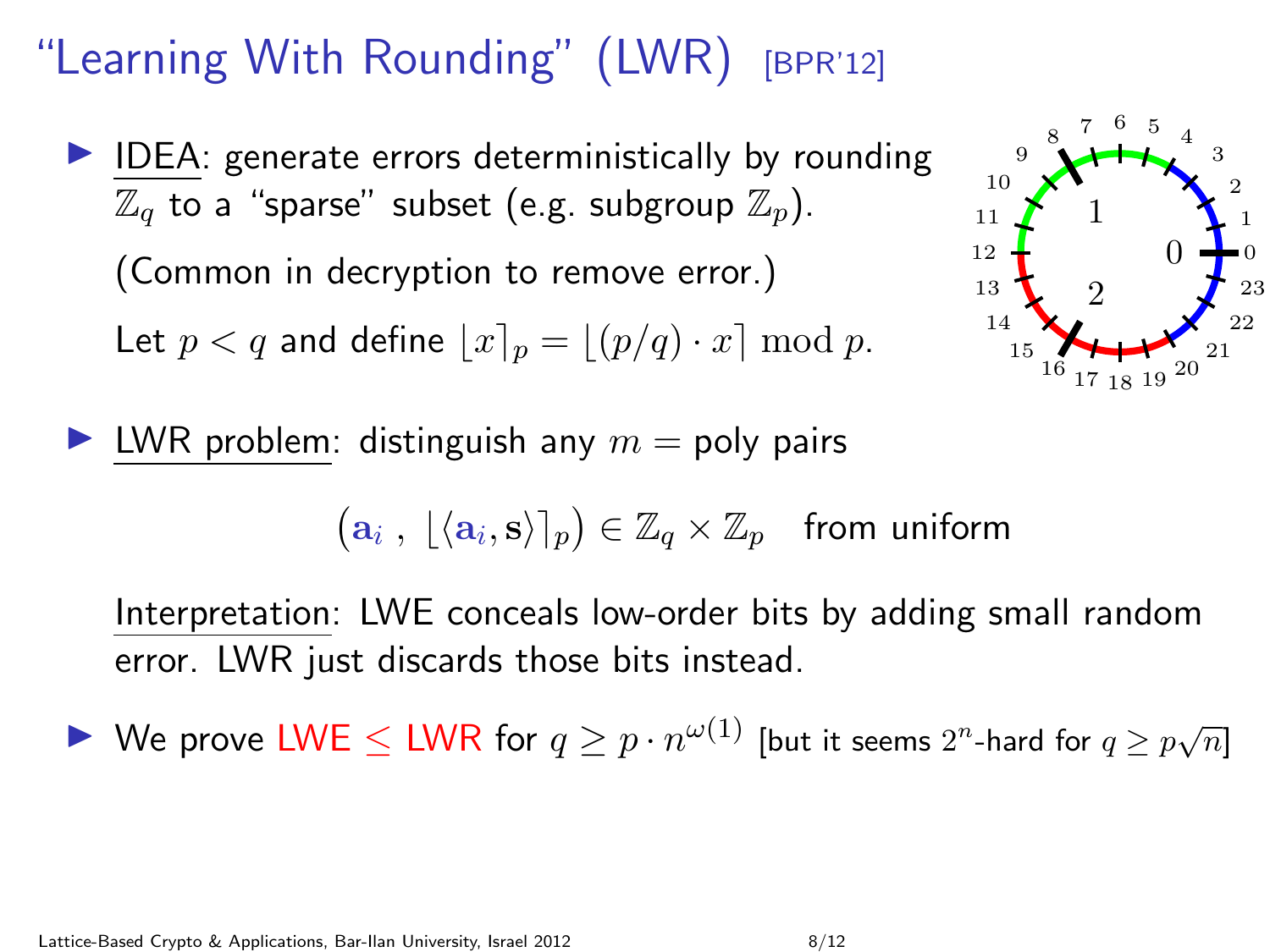# "Learning With Rounding" (LWR) [BPR'12]

- IDEA: generate errors deterministically by rounding $\mathbb{Z}_q$ to a "sparse" subset (e.g. subgroup $\mathbb{Z}_p$).

  (Common in decryption to remove error.)

  Let $p < q$ and define $\lfloor x \rceil_p = \lfloor (p/q) \cdot x \rceil \bmod p$.

- LWR problem: distinguish any $m = $ poly pairs

$$\big(\mathbf{a}_i \ , \ \lfloor \langle \mathbf{a}_i, \mathbf{s} \rangle \rceil_p\big) \in \mathbb{Z}_q \times \mathbb{Z}_p \quad \text{from uniform}$$

  Interpretation: LWE conceals low-order bits by adding small random error. LWR just discards those bits instead.

- We prove LWE $\leq$ LWR for $q \geq p \cdot n^{\omega(1)}$ [but it seems $2^n$-hard for $q \geq p\sqrt{n}$]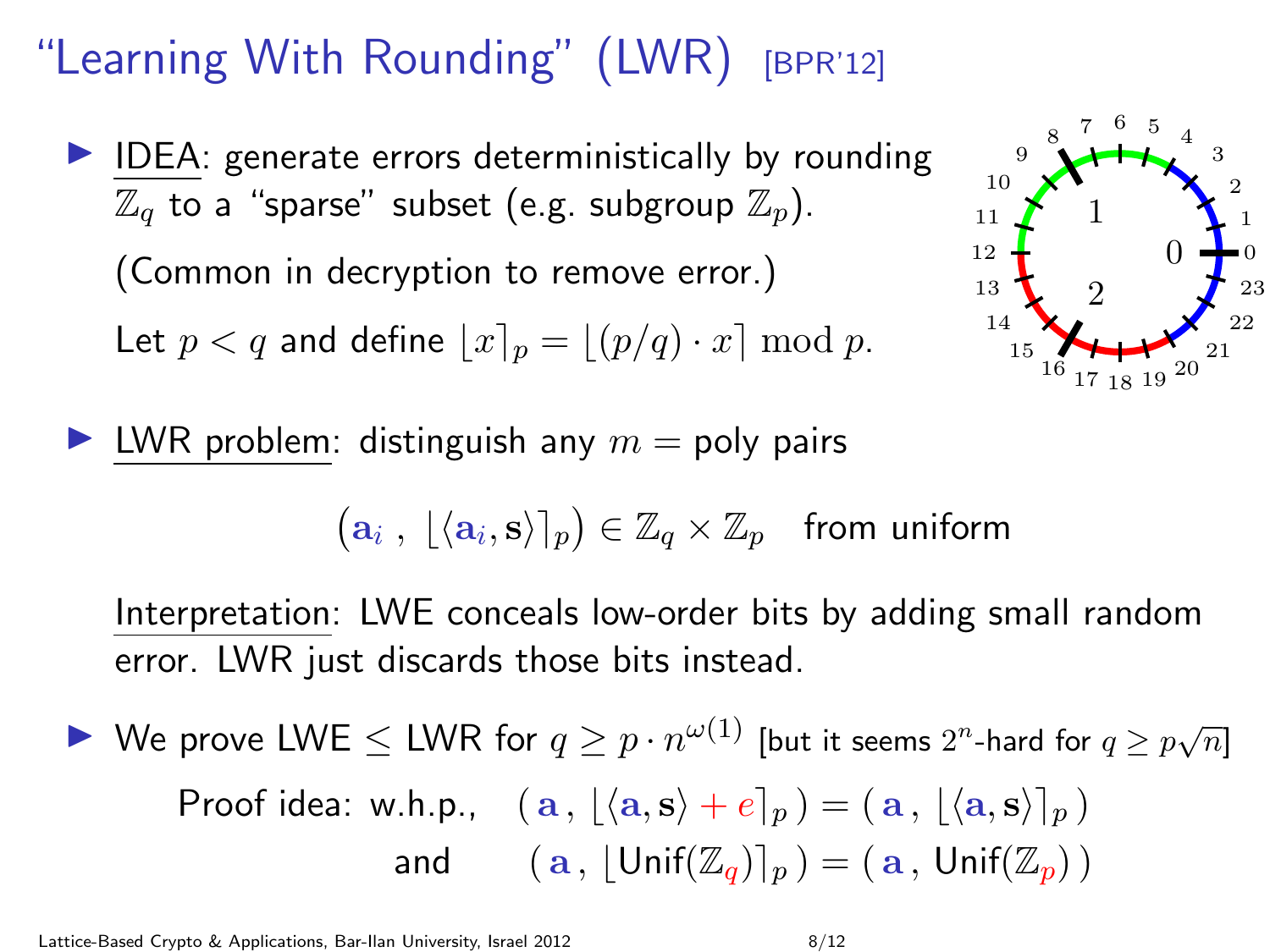# "Learning With Rounding" (LWR) [BPR'12]

- IDEA: generate errors deterministically by rounding $\mathbb{Z}_q$ to a "sparse" subset (e.g. subgroup $\mathbb{Z}_p$).

  (Common in decryption to remove error.)

  Let $p < q$ and define $\lfloor x \rceil_p = \lfloor (p/q) \cdot x \rceil \bmod p$.

- LWR problem: distinguish any $m = \text{poly}$ pairs

$$\left(\mathbf{a}_i \,,\ \lfloor \langle \mathbf{a}_i, \mathbf{s} \rangle \rceil_p \right) \in \mathbb{Z}_q \times \mathbb{Z}_p \quad \text{from uniform}$$

  Interpretation: LWE conceals low-order bits by adding small random error. LWR just discards those bits instead.

- We prove LWE $\leq$ LWR for $q \geq p \cdot n^{\omega(1)}$ [but it seems $2^n$-hard for $q \geq p\sqrt{n}$]

  Proof idea: w.h.p., $(\,\mathbf{a}\,,\, \lfloor \langle \mathbf{a}, \mathbf{s} \rangle + e \rceil_p\,) = (\,\mathbf{a}\,,\, \lfloor \langle \mathbf{a}, \mathbf{s} \rangle \rceil_p\,)$

  and $(\,\mathbf{a}\,,\, \lfloor \text{Unif}(\mathbb{Z}_q) \rceil_p\,) = (\,\mathbf{a}\,,\, \text{Unif}(\mathbb{Z}_p)\,)$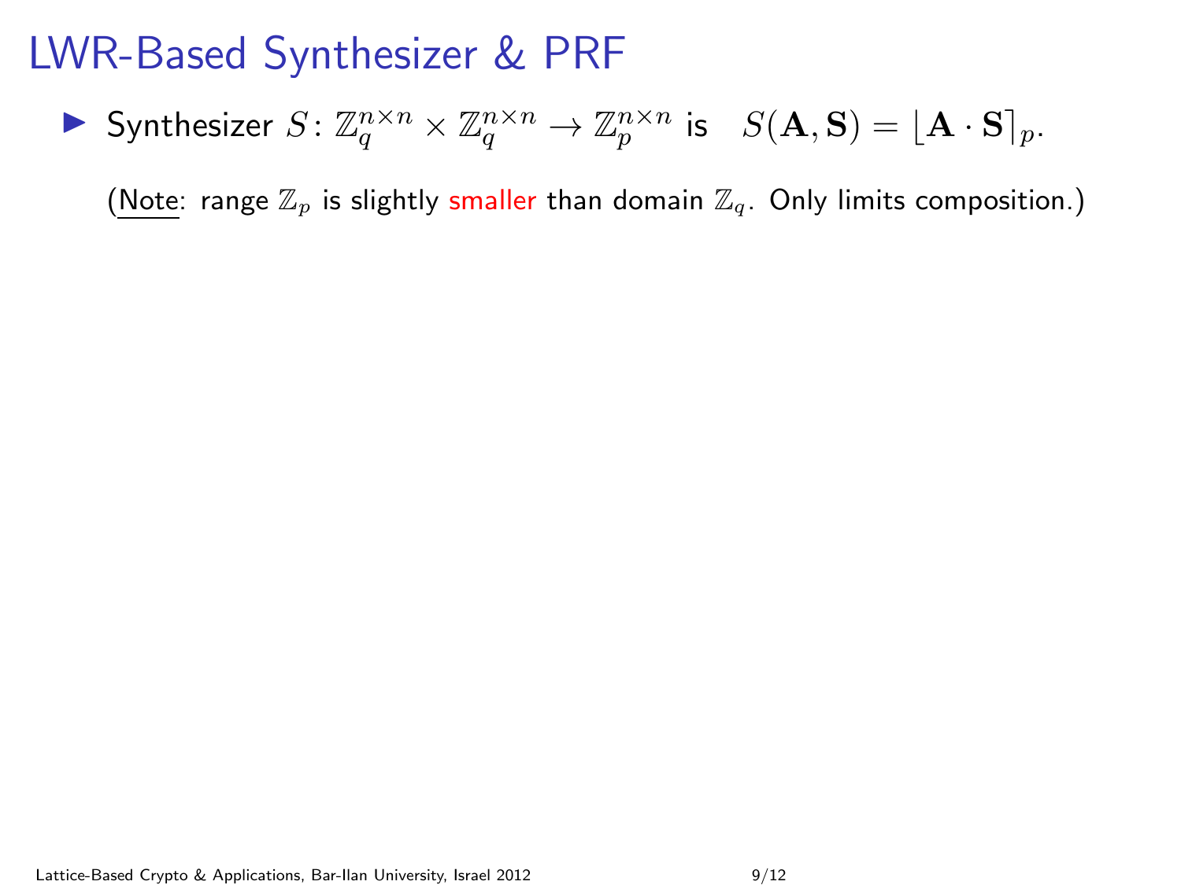# LWR-Based Synthesizer & PRF

- Synthesizer $S\colon \mathbb{Z}_q^{n \times n} \times \mathbb{Z}_q^{n \times n} \to \mathbb{Z}_p^{n \times n}$ is $\quad S(\mathbf{A}, \mathbf{S}) = \lfloor \mathbf{A} \cdot \mathbf{S} \rceil_p$.

  (Note: range $\mathbb{Z}_p$ is slightly smaller than domain $\mathbb{Z}_q$. Only limits composition.)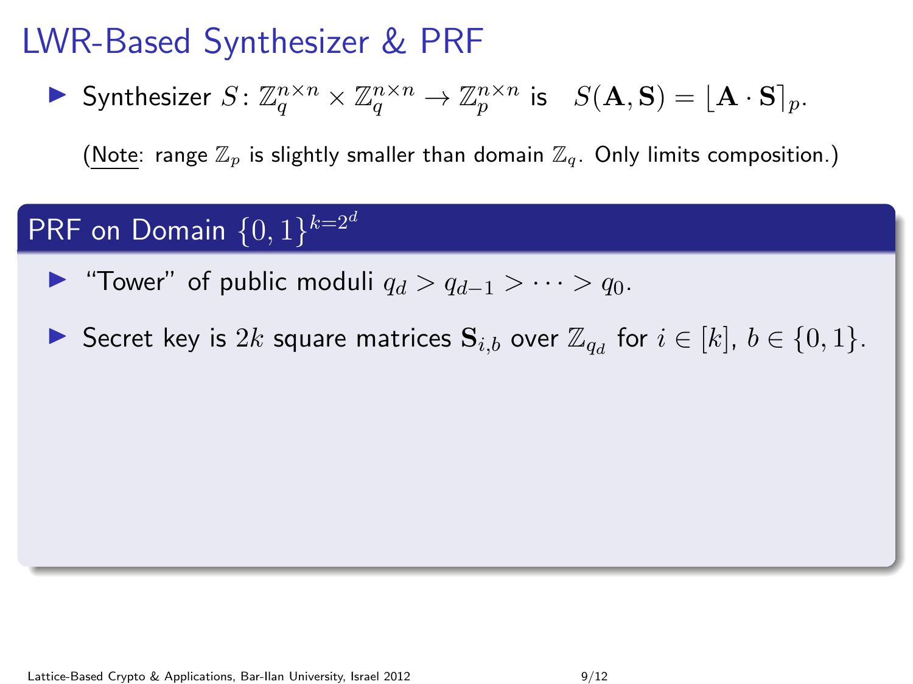# LWR-Based Synthesizer & PRF

- Synthesizer $S \colon \mathbb{Z}_q^{n \times n} \times \mathbb{Z}_q^{n \times n} \to \mathbb{Z}_p^{n \times n}$ is $\quad S(\mathbf{A}, \mathbf{S}) = \lfloor \mathbf{A} \cdot \mathbf{S} \rceil_p$.

  (Note: range $\mathbb{Z}_p$ is slightly smaller than domain $\mathbb{Z}_q$. Only limits composition.)

## PRF on Domain $\{0,1\}^{k=2^d}$

- "Tower" of public moduli $q_d > q_{d-1} > \cdots > q_0$.
- Secret key is $2k$ square matrices $\mathbf{S}_{i,b}$ over $\mathbb{Z}_{q_d}$ for $i \in [k]$, $b \in \{0,1\}$.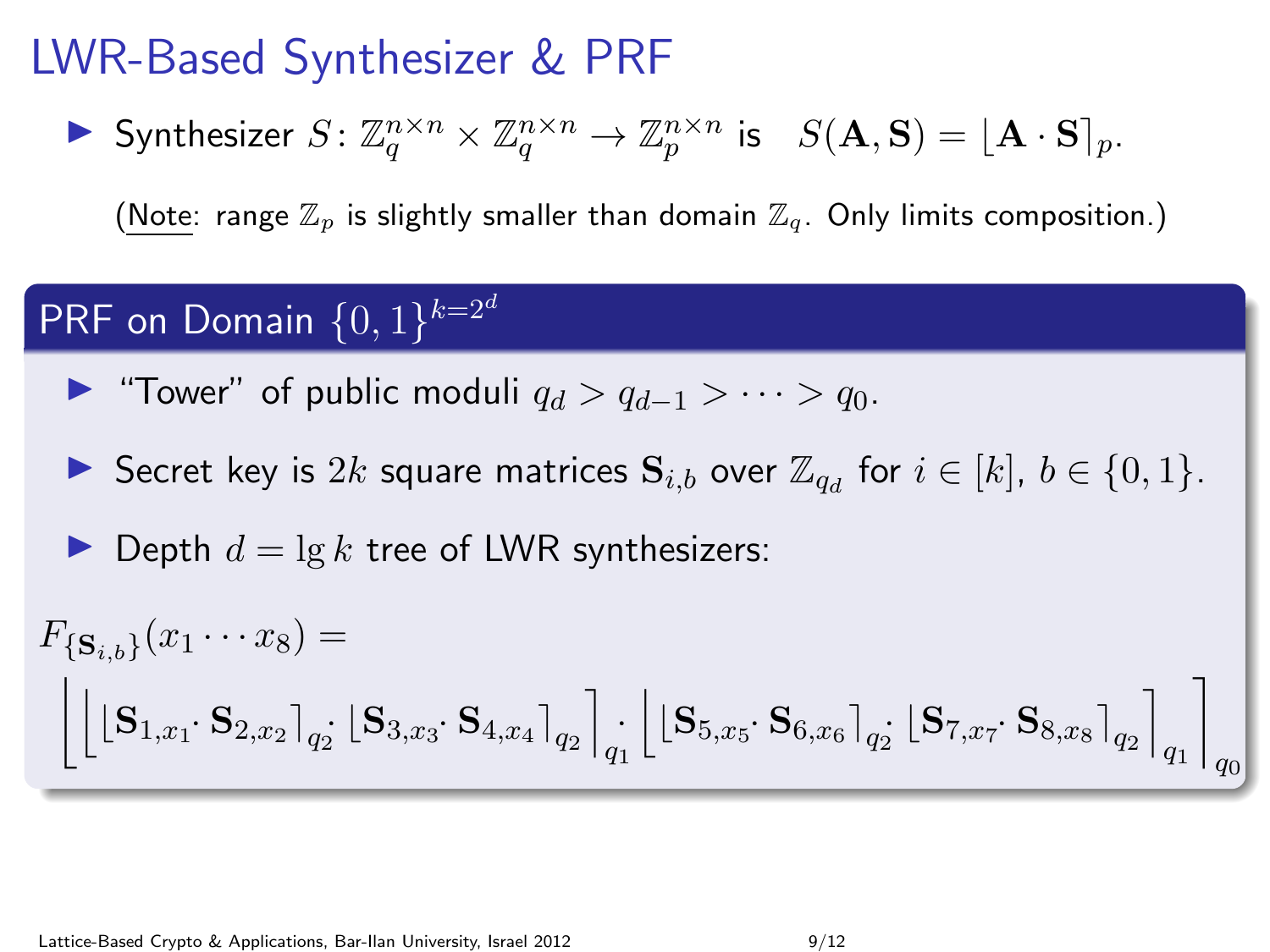# LWR-Based Synthesizer & PRF

- Synthesizer $S \colon \mathbb{Z}_q^{n\times n} \times \mathbb{Z}_q^{n\times n} \to \mathbb{Z}_p^{n\times n}$ is $\quad S(\mathbf{A}, \mathbf{S}) = \lfloor \mathbf{A} \cdot \mathbf{S} \rceil_p$.

  (Note: range $\mathbb{Z}_p$ is slightly smaller than domain $\mathbb{Z}_q$. Only limits composition.)

## PRF on Domain $\{0,1\}^{k=2^d}$

- "Tower" of public moduli $q_d > q_{d-1} > \cdots > q_0$.
- Secret key is $2k$ square matrices $\mathbf{S}_{i,b}$ over $\mathbb{Z}_{q_d}$ for $i \in [k]$, $b \in \{0,1\}$.
- Depth $d = \lg k$ tree of LWR synthesizers:

$$F_{\{\mathbf{S}_{i,b}\}}(x_1 \cdots x_8) =$$

$$\left\lfloor \left\lfloor \lfloor \mathbf{S}_{1,x_1} \cdot \mathbf{S}_{2,x_2} \rceil_{q_2} \cdot \lfloor \mathbf{S}_{3,x_3} \cdot \mathbf{S}_{4,x_4} \rceil_{q_2} \right\rceil_{q_1} \cdot \left\lfloor \lfloor \mathbf{S}_{5,x_5} \cdot \mathbf{S}_{6,x_6} \rceil_{q_2} \cdot \lfloor \mathbf{S}_{7,x_7} \cdot \mathbf{S}_{8,x_8} \rceil_{q_2} \right\rceil_{q_1} \right\rceil_{q_0}$$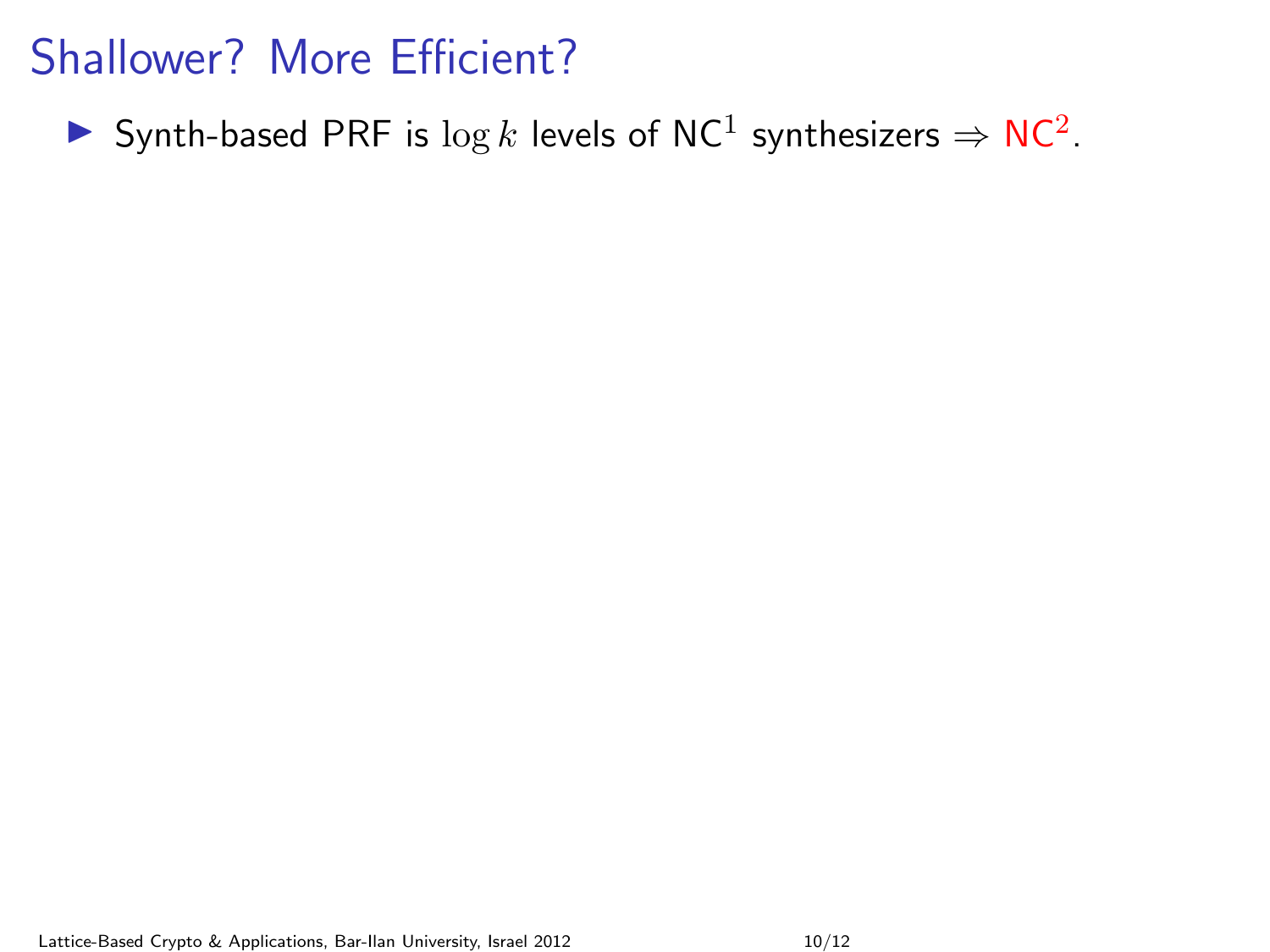# Shallower? More Efficient?

- Synth-based PRF is $\log k$ levels of $\mathsf{NC}^1$ synthesizers $\Rightarrow$ $\mathsf{NC}^2$.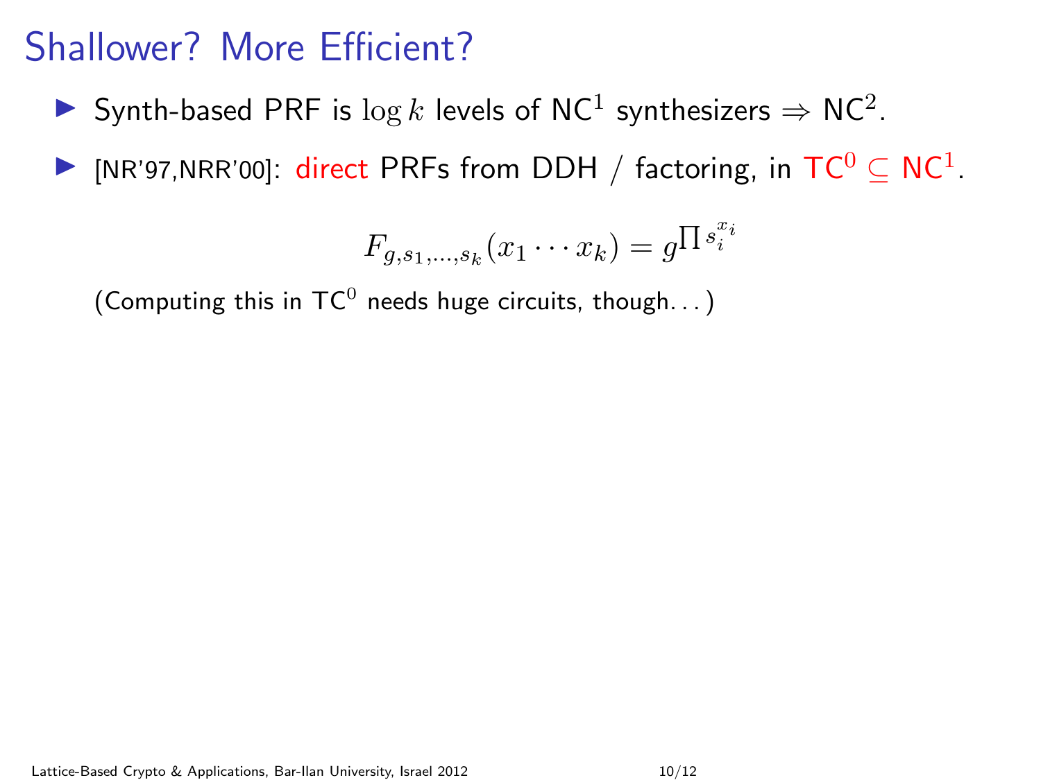# Shallower? More Efficient?

- Synth-based PRF is $\log k$ levels of $\mathsf{NC}^1$ synthesizers $\Rightarrow$ $\mathsf{NC}^2$.
- [NR'97,NRR'00]: direct PRFs from DDH / factoring, in $\mathsf{TC}^0 \subseteq \mathsf{NC}^1$.

$$F_{g,s_1,\ldots,s_k}(x_1 \cdots x_k) = g^{\prod s_i^{x_i}}$$

(Computing this in $\mathsf{TC}^0$ needs huge circuits, though...)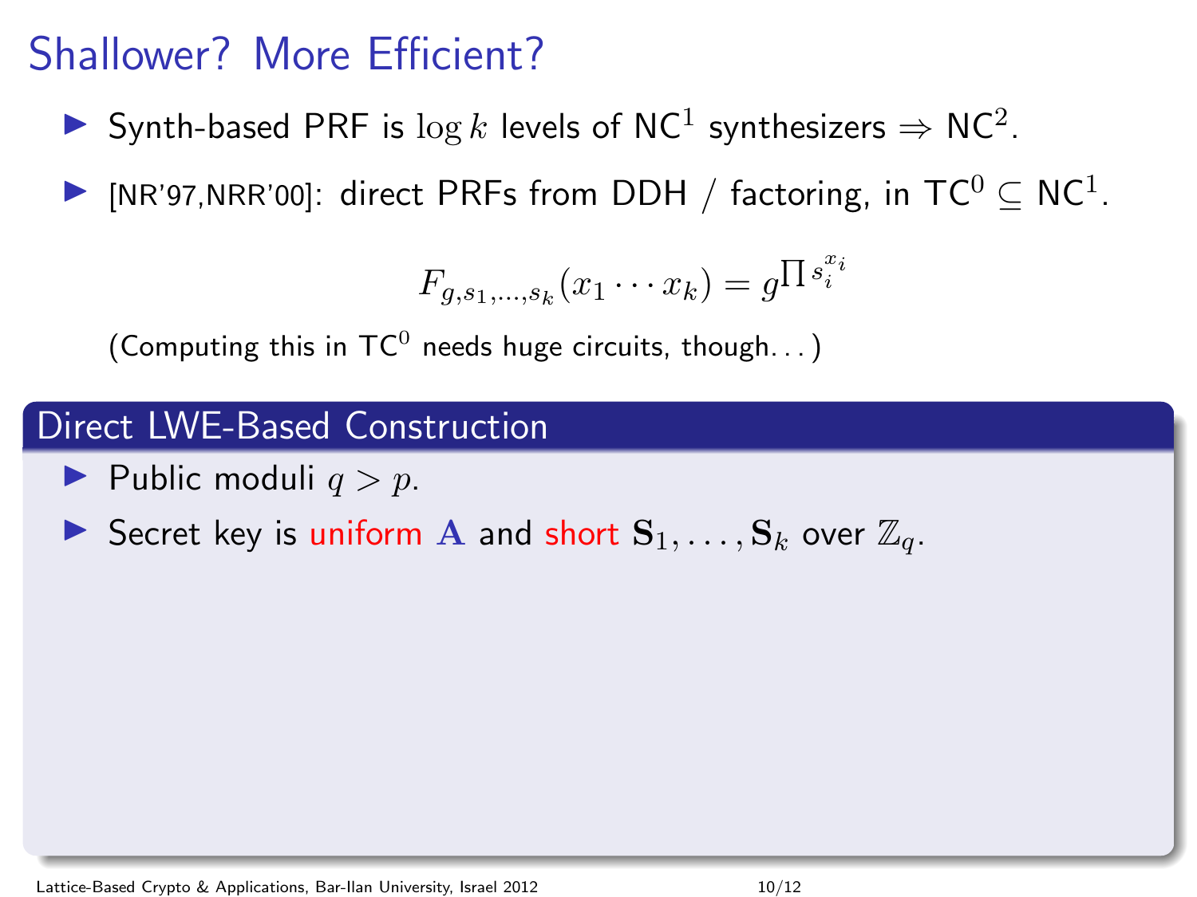# Shallower? More Efficient?

- Synth-based PRF is $\log k$ levels of $\mathsf{NC}^1$ synthesizers $\Rightarrow$ $\mathsf{NC}^2$.
- [NR'97,NRR'00]: direct PRFs from DDH / factoring, in $\mathsf{TC}^0 \subseteq \mathsf{NC}^1$.

$$F_{g,s_1,\ldots,s_k}(x_1 \cdots x_k) = g^{\prod s_i^{x_i}}$$

(Computing this in $\mathsf{TC}^0$ needs huge circuits, though. . . )

## Direct LWE-Based Construction

- Public moduli $q > p$.
- Secret key is uniform $\mathbf{A}$ and short $\mathbf{S}_1, \ldots, \mathbf{S}_k$ over $\mathbb{Z}_q$.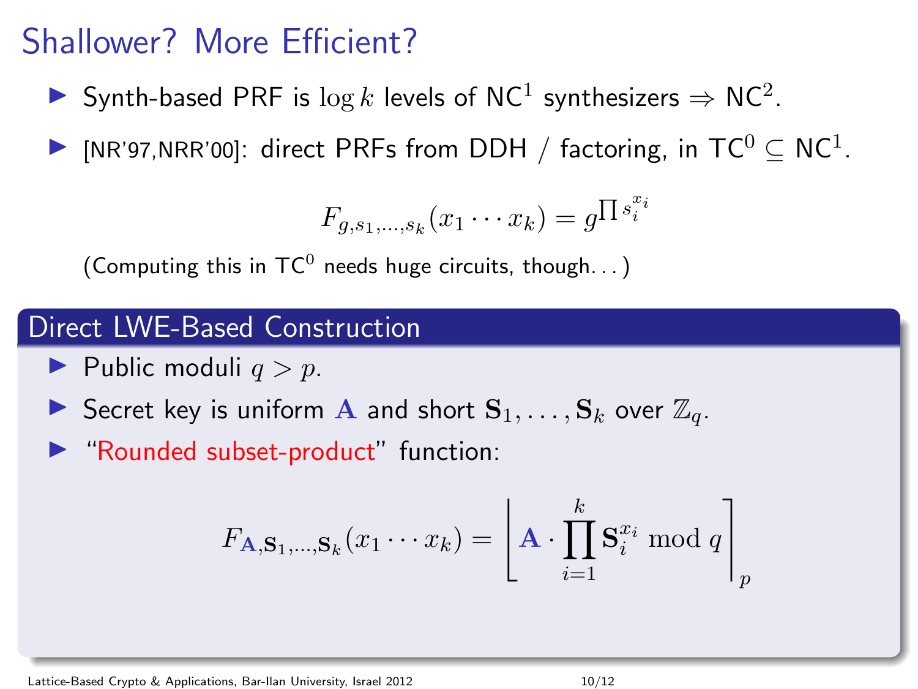# Shallower? More Efficient?

- Synth-based PRF is $\log k$ levels of $\mathsf{NC}^1$ synthesizers $\Rightarrow$ $\mathsf{NC}^2$.
- [NR'97,NRR'00]: direct PRFs from DDH / factoring, in $\mathsf{TC}^0 \subseteq \mathsf{NC}^1$.

$$F_{g,s_1,\ldots,s_k}(x_1 \cdots x_k) = g^{\prod s_i^{x_i}}$$

(Computing this in $\mathsf{TC}^0$ needs huge circuits, though...)

## Direct LWE-Based Construction

- Public moduli $q > p$.
- Secret key is uniform $\mathbf{A}$ and short $\mathbf{S}_1, \ldots, \mathbf{S}_k$ over $\mathbb{Z}_q$.
- "Rounded subset-product" function:

$$F_{\mathbf{A},\mathbf{S}_1,\ldots,\mathbf{S}_k}(x_1 \cdots x_k) = \left\lfloor \mathbf{A} \cdot \prod_{i=1}^{k} \mathbf{S}_i^{x_i} \bmod q \right\rceil_p$$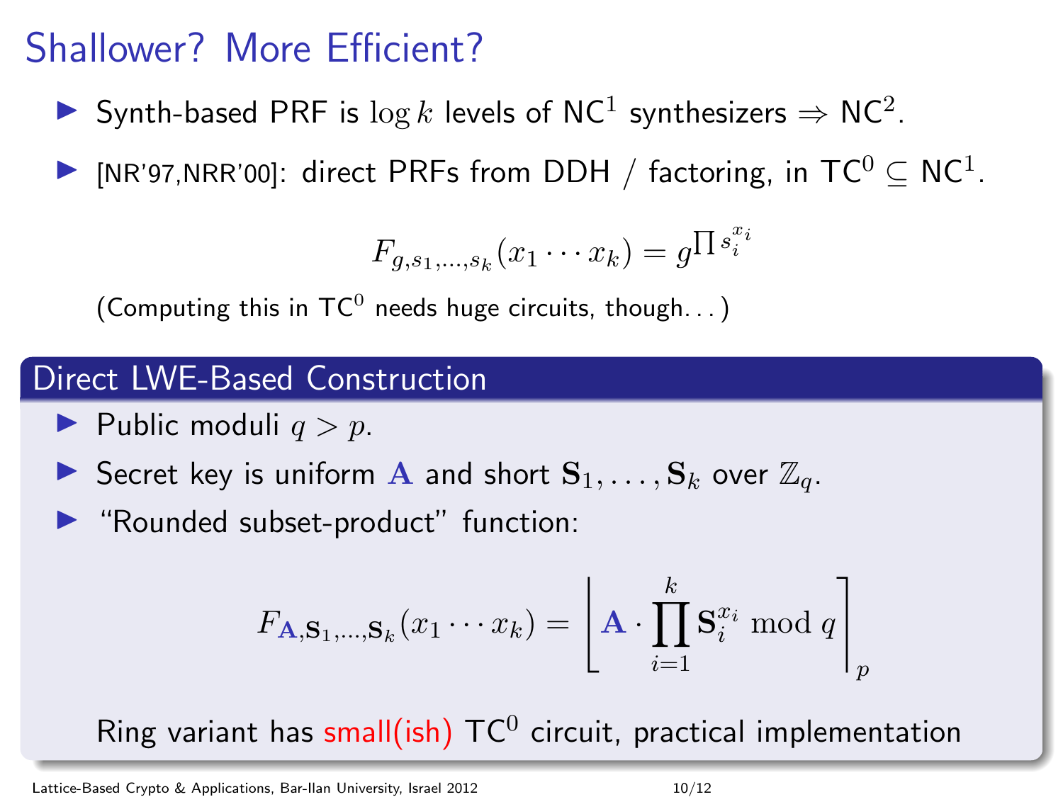# Shallower? More Efficient?

- Synth-based PRF is $\log k$ levels of $\mathsf{NC}^1$ synthesizers $\Rightarrow$ $\mathsf{NC}^2$.
- [NR'97,NRR'00]: direct PRFs from DDH / factoring, in $\mathsf{TC}^0 \subseteq \mathsf{NC}^1$.

$$F_{g,s_1,\ldots,s_k}(x_1 \cdots x_k) = g^{\prod s_i^{x_i}}$$

(Computing this in $\mathsf{TC}^0$ needs huge circuits, though...)

## Direct LWE-Based Construction

- Public moduli $q > p$.
- Secret key is uniform $\mathbf{A}$ and short $\mathbf{S}_1, \ldots, \mathbf{S}_k$ over $\mathbb{Z}_q$.
- "Rounded subset-product" function:

$$F_{\mathbf{A},\mathbf{S}_1,\ldots,\mathbf{S}_k}(x_1 \cdots x_k) = \left\lfloor \mathbf{A} \cdot \prod_{i=1}^{k} \mathbf{S}_i^{x_i} \bmod q \right\rceil_p$$

Ring variant has small(ish) $\mathsf{TC}^0$ circuit, practical implementation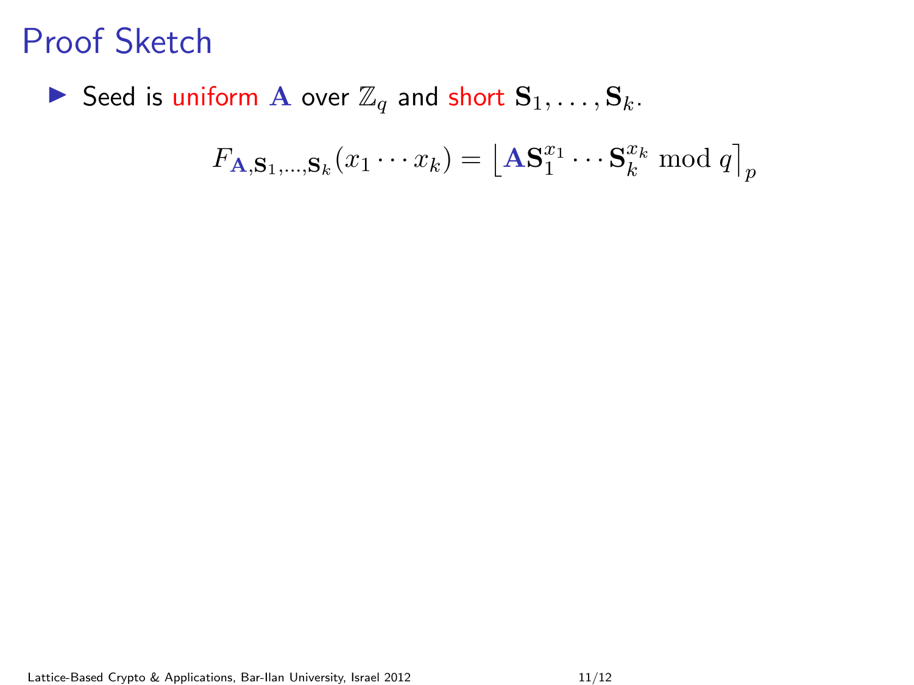# Proof Sketch

- Seed is uniform $\mathbf{A}$ over $\mathbb{Z}_q$ and short $\mathbf{S}_1, \ldots, \mathbf{S}_k$.

$$F_{\mathbf{A},\mathbf{S}_1,\ldots,\mathbf{S}_k}(x_1 \cdots x_k) = \left\lfloor \mathbf{A}\mathbf{S}_1^{x_1} \cdots \mathbf{S}_k^{x_k} \bmod q \right\rceil_p$$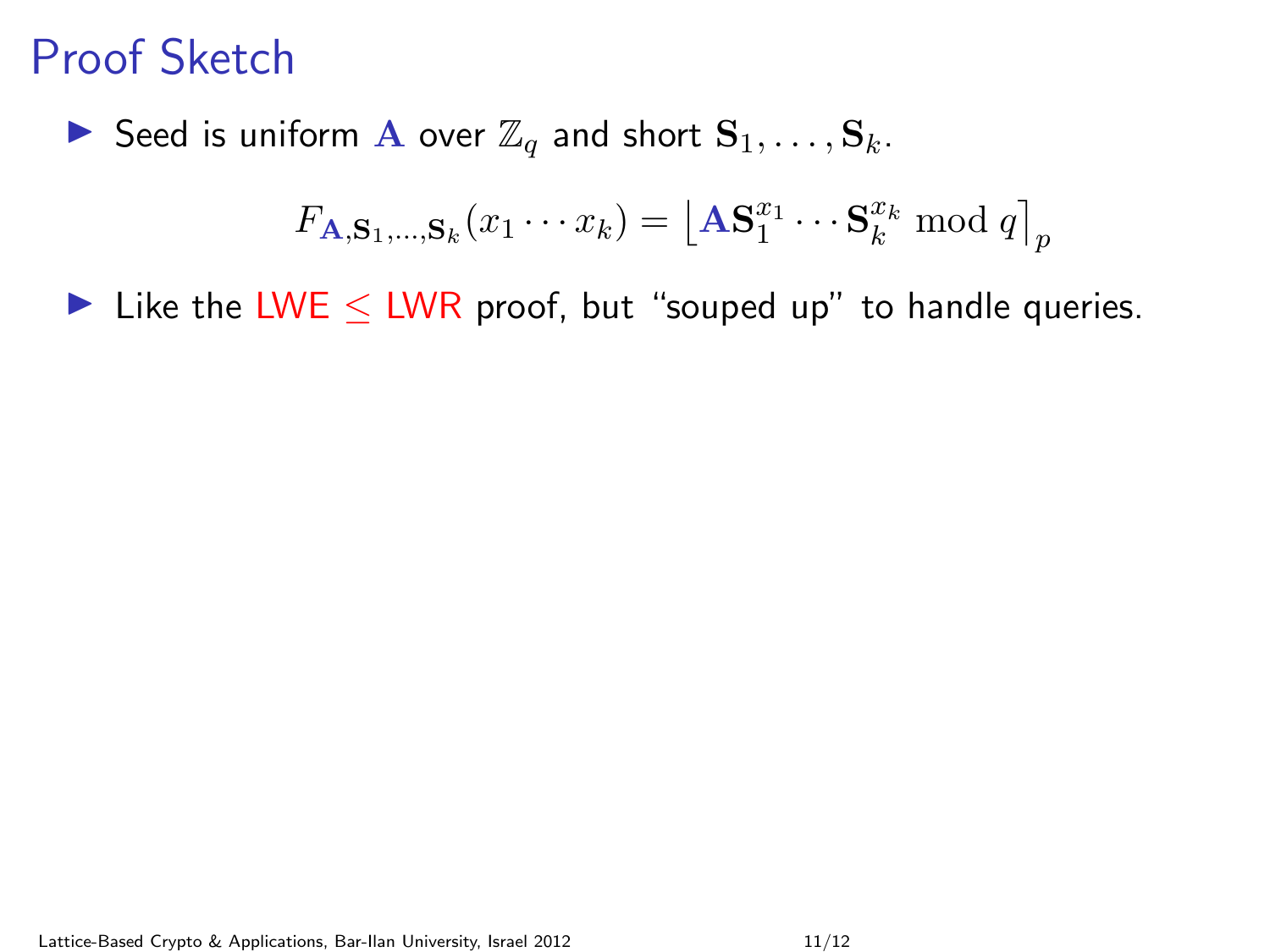# Proof Sketch

- Seed is uniform $\mathbf{A}$ over $\mathbb{Z}_q$ and short $\mathbf{S}_1, \ldots, \mathbf{S}_k$.

$$F_{\mathbf{A},\mathbf{S}_1,\ldots,\mathbf{S}_k}(x_1 \cdots x_k) = \left\lfloor \mathbf{A}\mathbf{S}_1^{x_1} \cdots \mathbf{S}_k^{x_k} \bmod q \right\rceil_p$$

- Like the LWE $\leq$ LWR proof, but "souped up" to handle queries.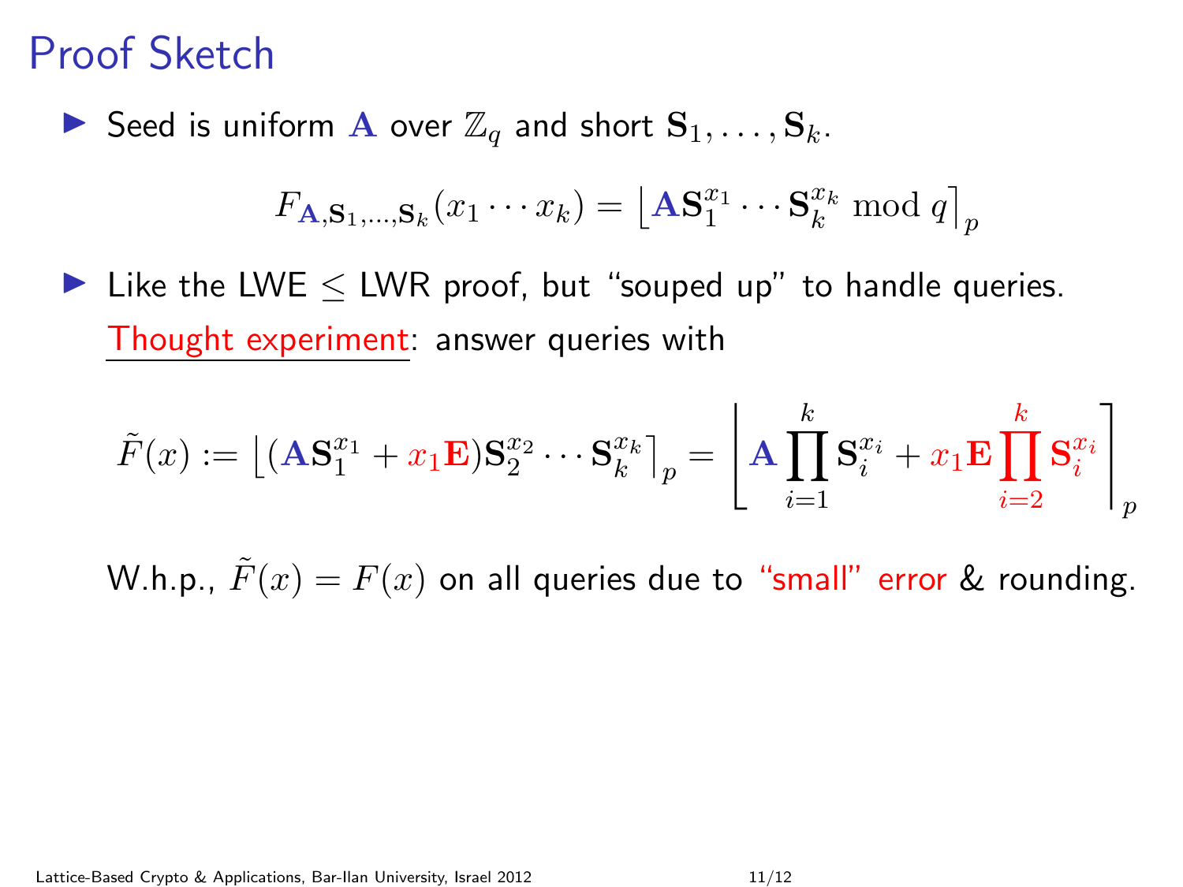# Proof Sketch

- Seed is uniform $\mathbf{A}$ over $\mathbb{Z}_q$ and short $\mathbf{S}_1, \ldots, \mathbf{S}_k$.

$$F_{\mathbf{A},\mathbf{S}_1,\ldots,\mathbf{S}_k}(x_1 \cdots x_k) = \left\lfloor \mathbf{A}\mathbf{S}_1^{x_1} \cdots \mathbf{S}_k^{x_k} \bmod q \right\rceil_p$$

- Like the LWE $\leq$ LWR proof, but "souped up" to handle queries.

  Thought experiment: answer queries with

$$\tilde{F}(x) := \left\lfloor (\mathbf{A}\mathbf{S}_1^{x_1} + x_1\mathbf{E})\mathbf{S}_2^{x_2} \cdots \mathbf{S}_k^{x_k} \right\rceil_p = \left\lfloor \mathbf{A}\prod_{i=1}^{k}\mathbf{S}_i^{x_i} + x_1\mathbf{E}\prod_{i=2}^{k}\mathbf{S}_i^{x_i} \right\rceil_p$$

  W.h.p., $\tilde{F}(x) = F(x)$ on all queries due to "small" error & rounding.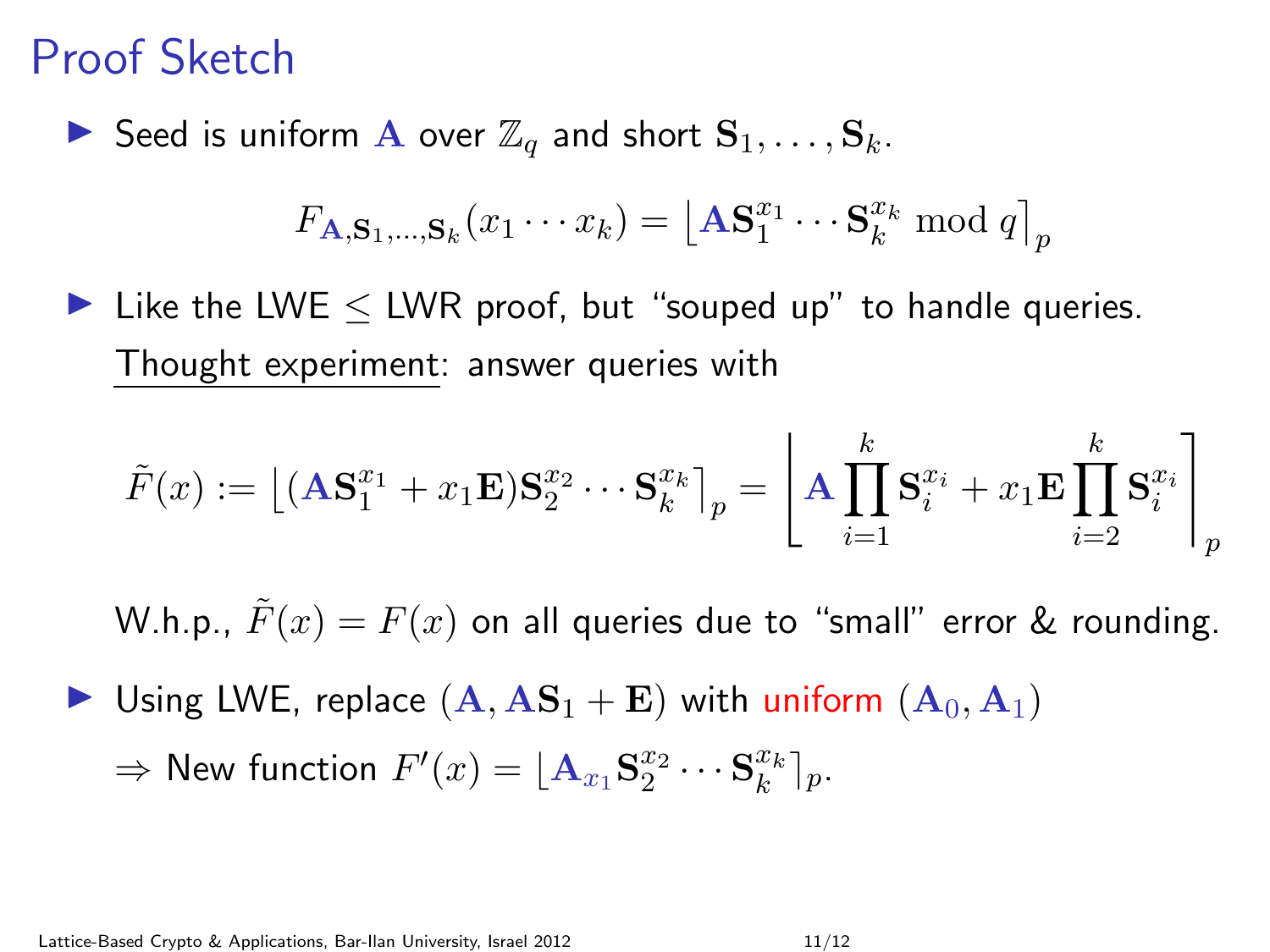# Proof Sketch

- Seed is uniform $\mathbf{A}$ over $\mathbb{Z}_q$ and short $\mathbf{S}_1, \ldots, \mathbf{S}_k$.

$$F_{\mathbf{A},\mathbf{S}_1,\ldots,\mathbf{S}_k}(x_1 \cdots x_k) = \left\lfloor \mathbf{A}\mathbf{S}_1^{x_1} \cdots \mathbf{S}_k^{x_k} \bmod q \right\rceil_p$$

- Like the LWE $\leq$ LWR proof, but "souped up" to handle queries.

  Thought experiment: answer queries with

$$\tilde{F}(x) := \left\lfloor (\mathbf{A}\mathbf{S}_1^{x_1} + x_1\mathbf{E})\mathbf{S}_2^{x_2} \cdots \mathbf{S}_k^{x_k} \right\rceil_p = \left\lfloor \mathbf{A}\prod_{i=1}^{k}\mathbf{S}_i^{x_i} + x_1\mathbf{E}\prod_{i=2}^{k}\mathbf{S}_i^{x_i} \right\rceil_p$$

  W.h.p., $\tilde{F}(x) = F(x)$ on all queries due to "small" error & rounding.

- Using LWE, replace $(\mathbf{A}, \mathbf{A}\mathbf{S}_1 + \mathbf{E})$ with uniform $(\mathbf{A}_0, \mathbf{A}_1)$

  $\Rightarrow$ New function $F'(x) = \lfloor \mathbf{A}_{x_1}\mathbf{S}_2^{x_2} \cdots \mathbf{S}_k^{x_k} \rceil_p$.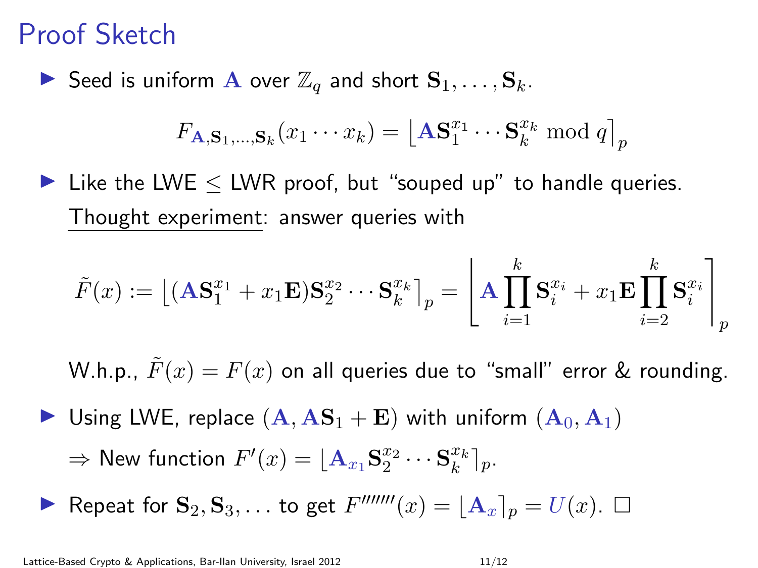# Proof Sketch

- Seed is uniform $\mathbf{A}$ over $\mathbb{Z}_q$ and short $\mathbf{S}_1, \ldots, \mathbf{S}_k$.

$$F_{\mathbf{A},\mathbf{S}_1,\ldots,\mathbf{S}_k}(x_1 \cdots x_k) = \left\lfloor \mathbf{A}\mathbf{S}_1^{x_1} \cdots \mathbf{S}_k^{x_k} \bmod q \right\rceil_p$$

- Like the LWE $\leq$ LWR proof, but "souped up" to handle queries.

  Thought experiment: answer queries with

$$\tilde{F}(x) := \left\lfloor (\mathbf{A}\mathbf{S}_1^{x_1} + x_1\mathbf{E})\mathbf{S}_2^{x_2} \cdots \mathbf{S}_k^{x_k} \right\rceil_p = \left\lfloor \mathbf{A}\prod_{i=1}^{k} \mathbf{S}_i^{x_i} + x_1\mathbf{E}\prod_{i=2}^{k} \mathbf{S}_i^{x_i} \right\rceil_p$$

  W.h.p., $\tilde{F}(x) = F(x)$ on all queries due to "small" error & rounding.

- Using LWE, replace $(\mathbf{A}, \mathbf{A}\mathbf{S}_1 + \mathbf{E})$ with uniform $(\mathbf{A}_0, \mathbf{A}_1)$

  $\Rightarrow$ New function $F'(x) = \lfloor \mathbf{A}_{x_1}\mathbf{S}_2^{x_2} \cdots \mathbf{S}_k^{x_k} \rceil_p$.

- Repeat for $\mathbf{S}_2, \mathbf{S}_3, \ldots$ to get $F'''''''(x) = \lfloor \mathbf{A}_x \rceil_p = U(x)$. $\square$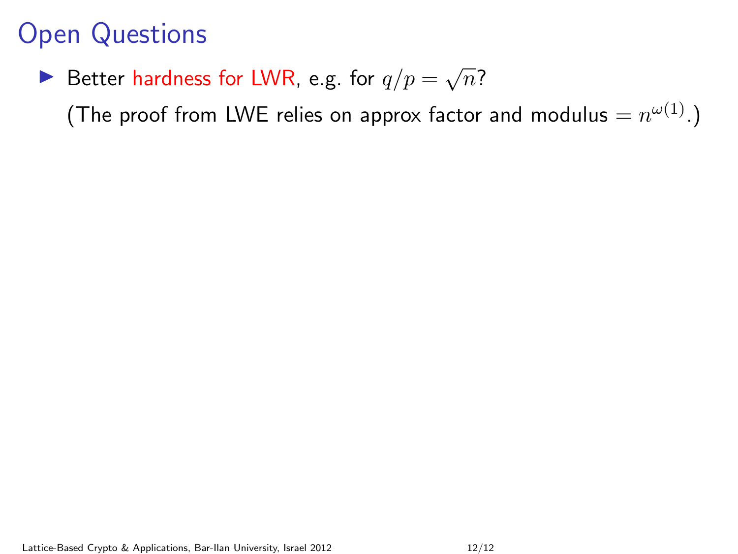# Open Questions

- Better hardness for LWR, e.g. for $q/p = \sqrt{n}$?

  (The proof from LWE relies on approx factor and modulus $= n^{\omega(1)}$.)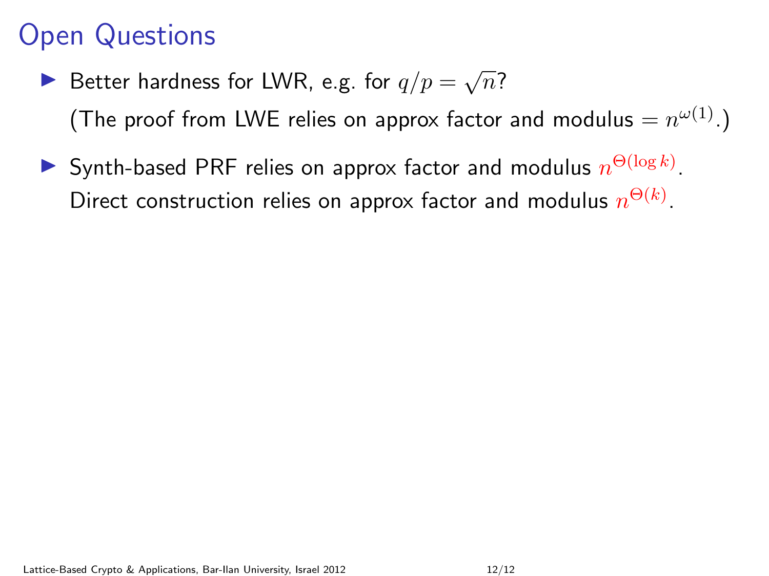# Open Questions

- Better hardness for LWR, e.g. for $q/p = \sqrt{n}$?

  (The proof from LWE relies on approx factor and modulus $= n^{\omega(1)}$.)

- Synth-based PRF relies on approx factor and modulus $n^{\Theta(\log k)}$.

  Direct construction relies on approx factor and modulus $n^{\Theta(k)}$.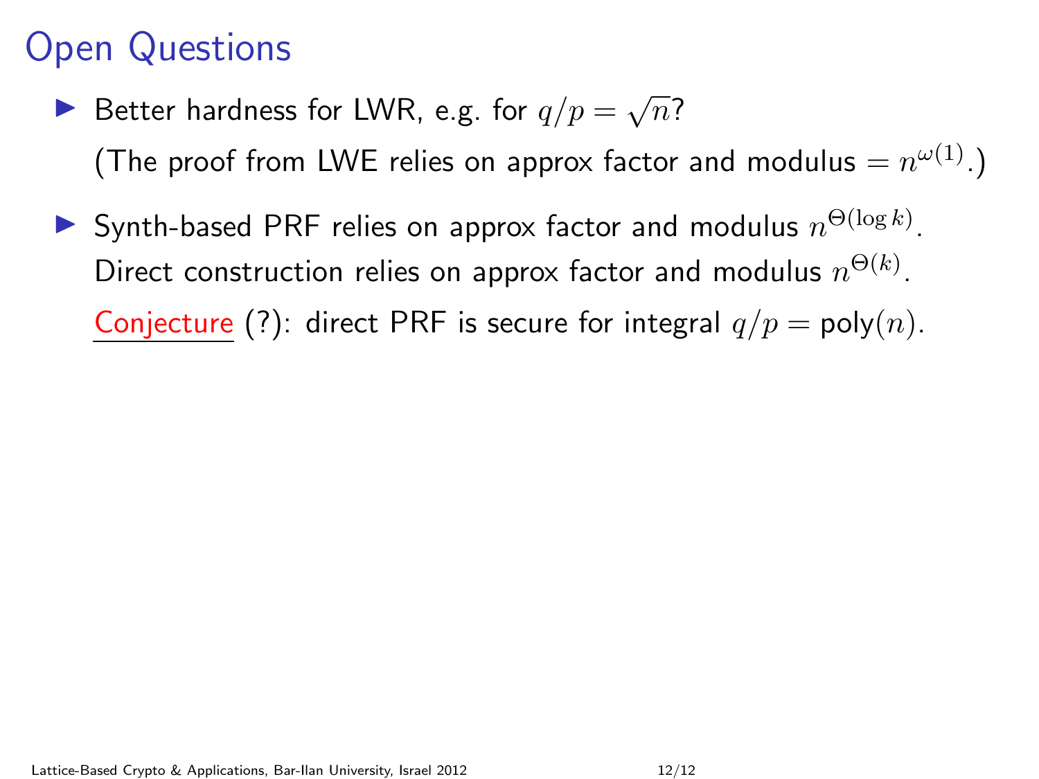# Open Questions

- Better hardness for LWR, e.g. for $q/p = \sqrt{n}$?

  (The proof from LWE relies on approx factor and modulus $= n^{\omega(1)}$.)

- Synth-based PRF relies on approx factor and modulus $n^{\Theta(\log k)}$.

  Direct construction relies on approx factor and modulus $n^{\Theta(k)}$.

  Conjecture (?): direct PRF is secure for integral $q/p = \mathrm{poly}(n)$.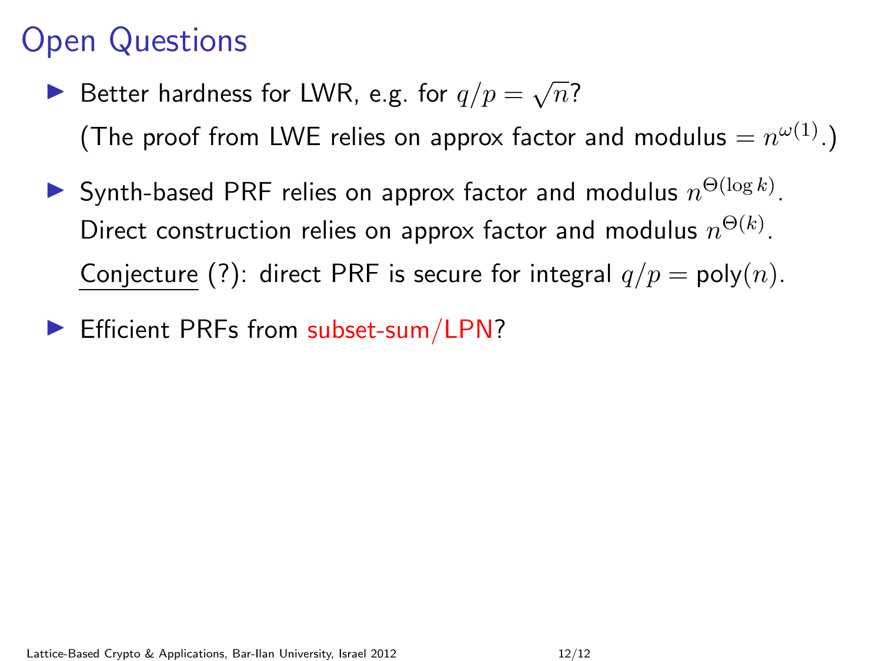# Open Questions

- Better hardness for LWR, e.g. for $q/p = \sqrt{n}$?

  (The proof from LWE relies on approx factor and modulus $= n^{\omega(1)}$.)

- Synth-based PRF relies on approx factor and modulus $n^{\Theta(\log k)}$.

  Direct construction relies on approx factor and modulus $n^{\Theta(k)}$.

  <u>Conjecture</u> (?): direct PRF is secure for integral $q/p = \text{poly}(n)$.

- Efficient PRFs from subset-sum/LPN?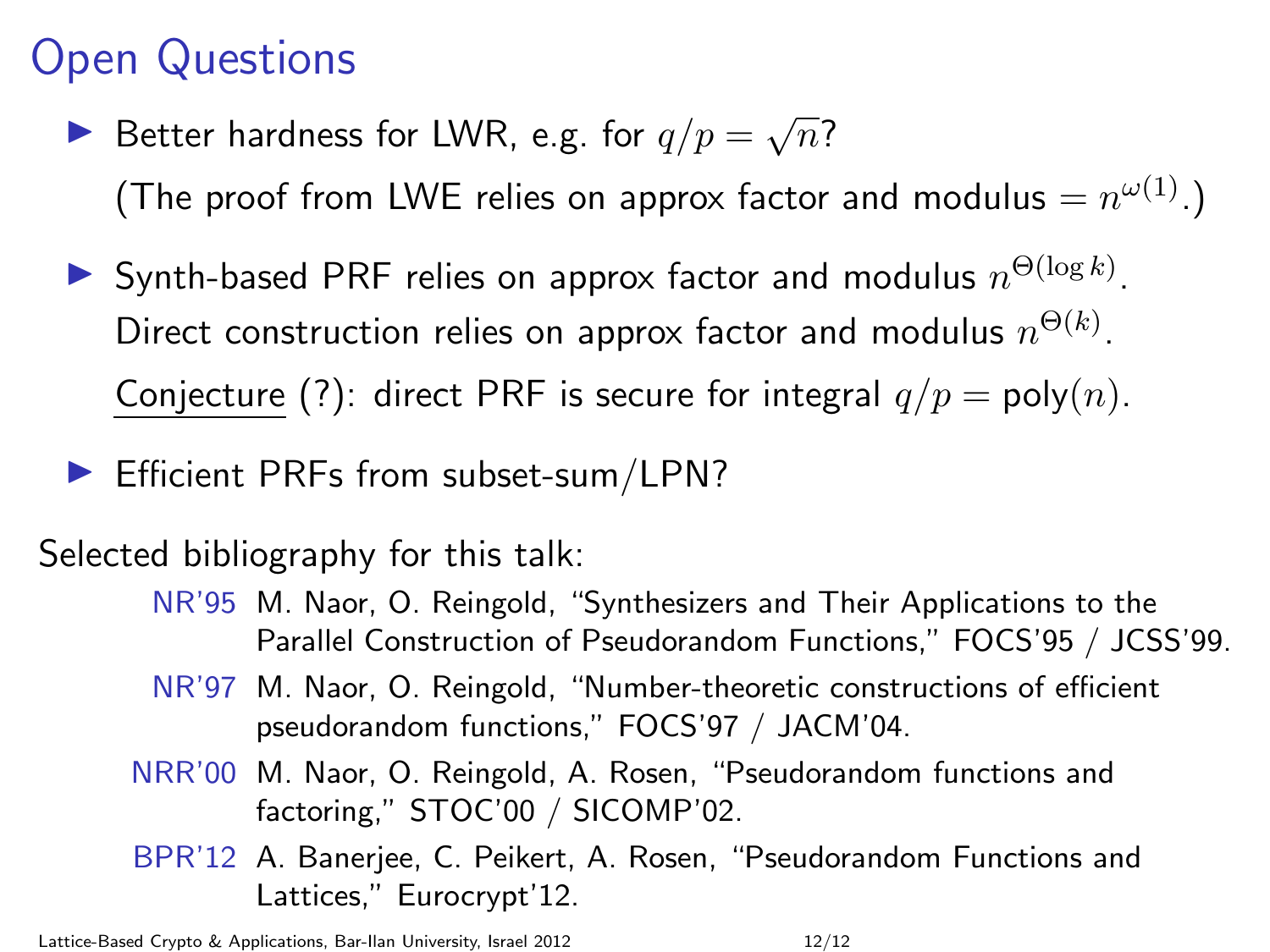# Open Questions

- Better hardness for LWR, e.g. for $q/p = \sqrt{n}$?

  (The proof from LWE relies on approx factor and modulus $= n^{\omega(1)}$.)

- Synth-based PRF relies on approx factor and modulus $n^{\Theta(\log k)}$.

  Direct construction relies on approx factor and modulus $n^{\Theta(k)}$.

  Conjecture (?): direct PRF is secure for integral $q/p = \text{poly}(n)$.

- Efficient PRFs from subset-sum/LPN?

Selected bibliography for this talk:

- NR'95 M. Naor, O. Reingold, "Synthesizers and Their Applications to the Parallel Construction of Pseudorandom Functions," FOCS'95 / JCSS'99.
- NR'97 M. Naor, O. Reingold, "Number-theoretic constructions of efficient pseudorandom functions," FOCS'97 / JACM'04.
- NRR'00 M. Naor, O. Reingold, A. Rosen, "Pseudorandom functions and factoring," STOC'00 / SICOMP'02.
- BPR'12 A. Banerjee, C. Peikert, A. Rosen, "Pseudorandom Functions and Lattices," Eurocrypt'12.